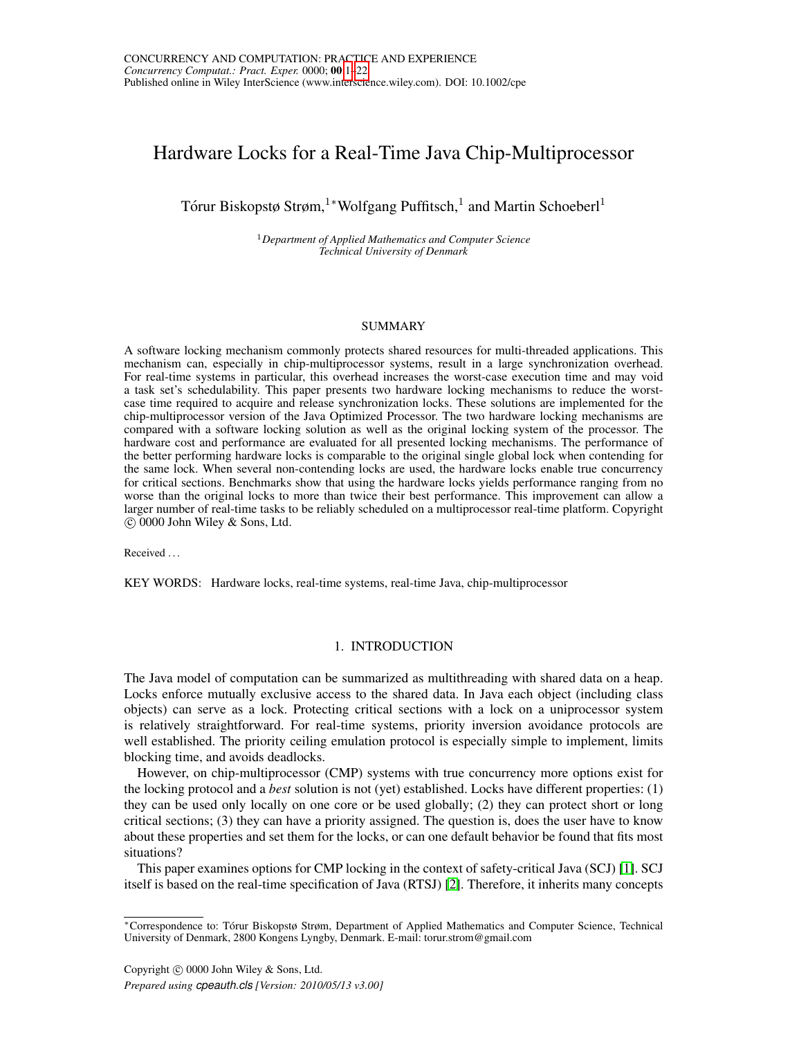# Hardware Locks for a Real-Time Java Chip-Multiprocessor

Tórur Biskopstø Strøm,[1]* Wolfgang Puffitsch,[1] and Martin Schoeberl[1]

[1] *Department of Applied Mathematics and Computer Science*
*Technical University of Denmark*

## SUMMARY

A software locking mechanism commonly protects shared resources for multi-threaded applications. This mechanism can, especially in chip-multiprocessor systems, result in a large synchronization overhead. For real-time systems in particular, this overhead increases the worst-case execution time and may void a task set's schedulability. This paper presents two hardware locking mechanisms to reduce the worst-case time required to acquire and release synchronization locks. These solutions are implemented for the chip-multiprocessor version of the Java Optimized Processor. The two hardware locking mechanisms are compared with a software locking solution as well as the original locking system of the processor. The hardware cost and performance are evaluated for all presented locking mechanisms. The performance of the better performing hardware locks is comparable to the original single global lock when contending for the same lock. When several non-contending locks are used, the hardware locks enable true concurrency for critical sections. Benchmarks show that using the hardware locks yields performance ranging from no worse than the original locks to more than twice their best performance. This improvement can allow a larger number of real-time tasks to be reliably scheduled on a multiprocessor real-time platform. Copyright © 0000 John Wiley & Sons, Ltd.

Received . . .

KEY WORDS: Hardware locks, real-time systems, real-time Java, chip-multiprocessor

## 1. INTRODUCTION

The Java model of computation can be summarized as multithreading with shared data on a heap. Locks enforce mutually exclusive access to the shared data. In Java each object (including class objects) can serve as a lock. Protecting critical sections with a lock on a uniprocessor system is relatively straightforward. For real-time systems, priority inversion avoidance protocols are well established. The priority ceiling emulation protocol is especially simple to implement, limits blocking time, and avoids deadlocks.

However, on chip-multiprocessor (CMP) systems with true concurrency more options exist for the locking protocol and a *best* solution is not (yet) established. Locks have different properties: (1) they can be used only locally on one core or be used globally; (2) they can protect short or long critical sections; (3) they can have a priority assigned. The question is, does the user have to know about these properties and set them for the locks, or can one default behavior be found that fits most situations?

This paper examines options for CMP locking in the context of safety-critical Java (SCJ) [1]. SCJ itself is based on the real-time specification of Java (RTSJ) [2]. Therefore, it inherits many concepts

*Correspondence to: Tórur Biskopstø Strøm, Department of Applied Mathematics and Computer Science, Technical University of Denmark, 2800 Kongens Lyngby, Denmark. E-mail: torur.strom@gmail.com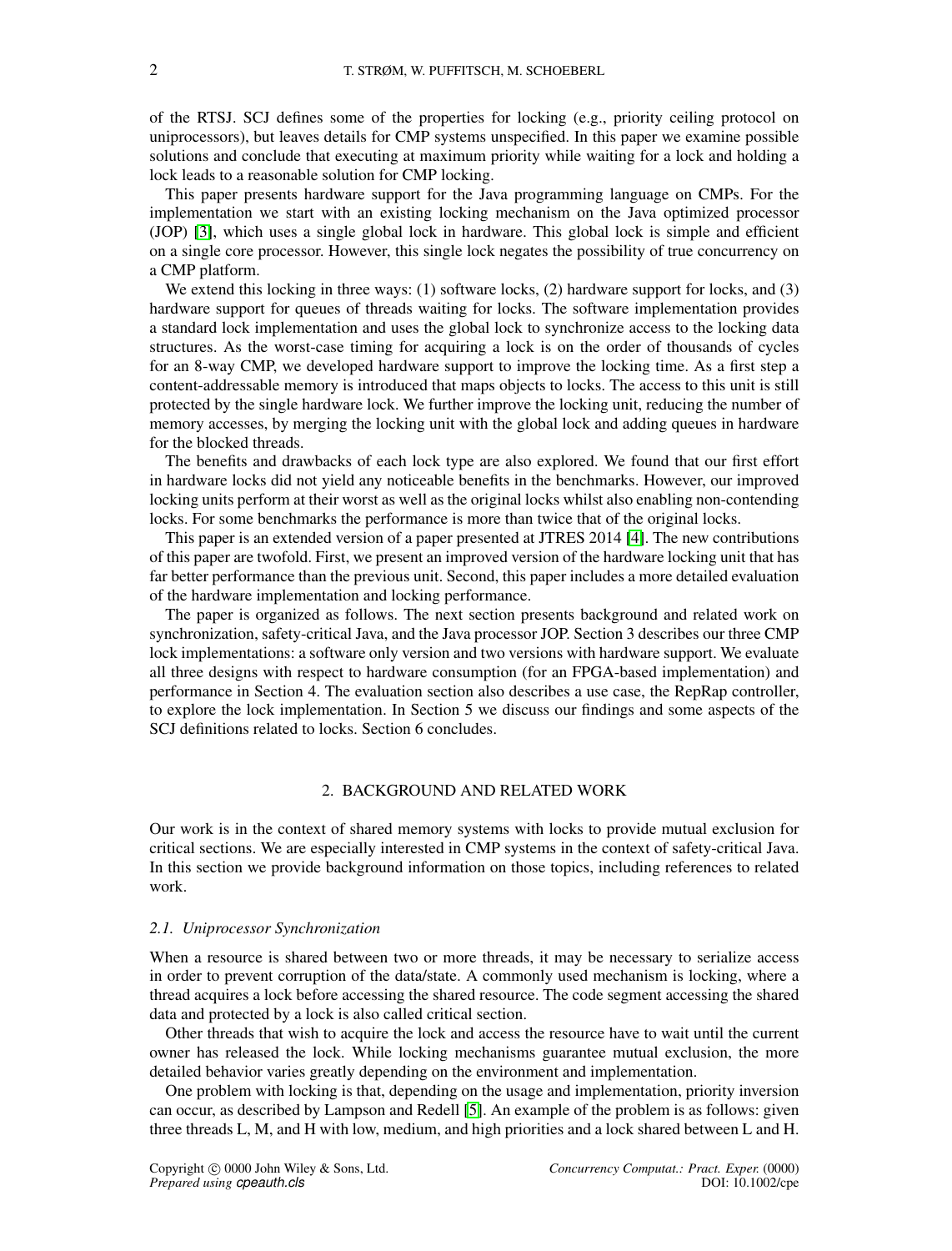of the RTSJ. SCJ defines some of the properties for locking (e.g., priority ceiling protocol on uniprocessors), but leaves details for CMP systems unspecified. In this paper we examine possible solutions and conclude that executing at maximum priority while waiting for a lock and holding a lock leads to a reasonable solution for CMP locking.

This paper presents hardware support for the Java programming language on CMPs. For the implementation we start with an existing locking mechanism on the Java optimized processor (JOP) [3], which uses a single global lock in hardware. This global lock is simple and efficient on a single core processor. However, this single lock negates the possibility of true concurrency on a CMP platform.

We extend this locking in three ways: (1) software locks, (2) hardware support for locks, and (3) hardware support for queues of threads waiting for locks. The software implementation provides a standard lock implementation and uses the global lock to synchronize access to the locking data structures. As the worst-case timing for acquiring a lock is on the order of thousands of cycles for an 8-way CMP, we developed hardware support to improve the locking time. As a first step a content-addressable memory is introduced that maps objects to locks. The access to this unit is still protected by the single hardware lock. We further improve the locking unit, reducing the number of memory accesses, by merging the locking unit with the global lock and adding queues in hardware for the blocked threads.

The benefits and drawbacks of each lock type are also explored. We found that our first effort in hardware locks did not yield any noticeable benefits in the benchmarks. However, our improved locking units perform at their worst as well as the original locks whilst also enabling non-contending locks. For some benchmarks the performance is more than twice that of the original locks.

This paper is an extended version of a paper presented at JTRES 2014 [4]. The new contributions of this paper are twofold. First, we present an improved version of the hardware locking unit that has far better performance than the previous unit. Second, this paper includes a more detailed evaluation of the hardware implementation and locking performance.

The paper is organized as follows. The next section presents background and related work on synchronization, safety-critical Java, and the Java processor JOP. Section 3 describes our three CMP lock implementations: a software only version and two versions with hardware support. We evaluate all three designs with respect to hardware consumption (for an FPGA-based implementation) and performance in Section 4. The evaluation section also describes a use case, the RepRap controller, to explore the lock implementation. In Section 5 we discuss our findings and some aspects of the SCJ definitions related to locks. Section 6 concludes.

## 2. BACKGROUND AND RELATED WORK

Our work is in the context of shared memory systems with locks to provide mutual exclusion for critical sections. We are especially interested in CMP systems in the context of safety-critical Java. In this section we provide background information on those topics, including references to related work.

### 2.1. Uniprocessor Synchronization

When a resource is shared between two or more threads, it may be necessary to serialize access in order to prevent corruption of the data/state. A commonly used mechanism is locking, where a thread acquires a lock before accessing the shared resource. The code segment accessing the shared data and protected by a lock is also called critical section.

Other threads that wish to acquire the lock and access the resource have to wait until the current owner has released the lock. While locking mechanisms guarantee mutual exclusion, the more detailed behavior varies greatly depending on the environment and implementation.

One problem with locking is that, depending on the usage and implementation, priority inversion can occur, as described by Lampson and Redell [5]. An example of the problem is as follows: given three threads L, M, and H with low, medium, and high priorities and a lock shared between L and H.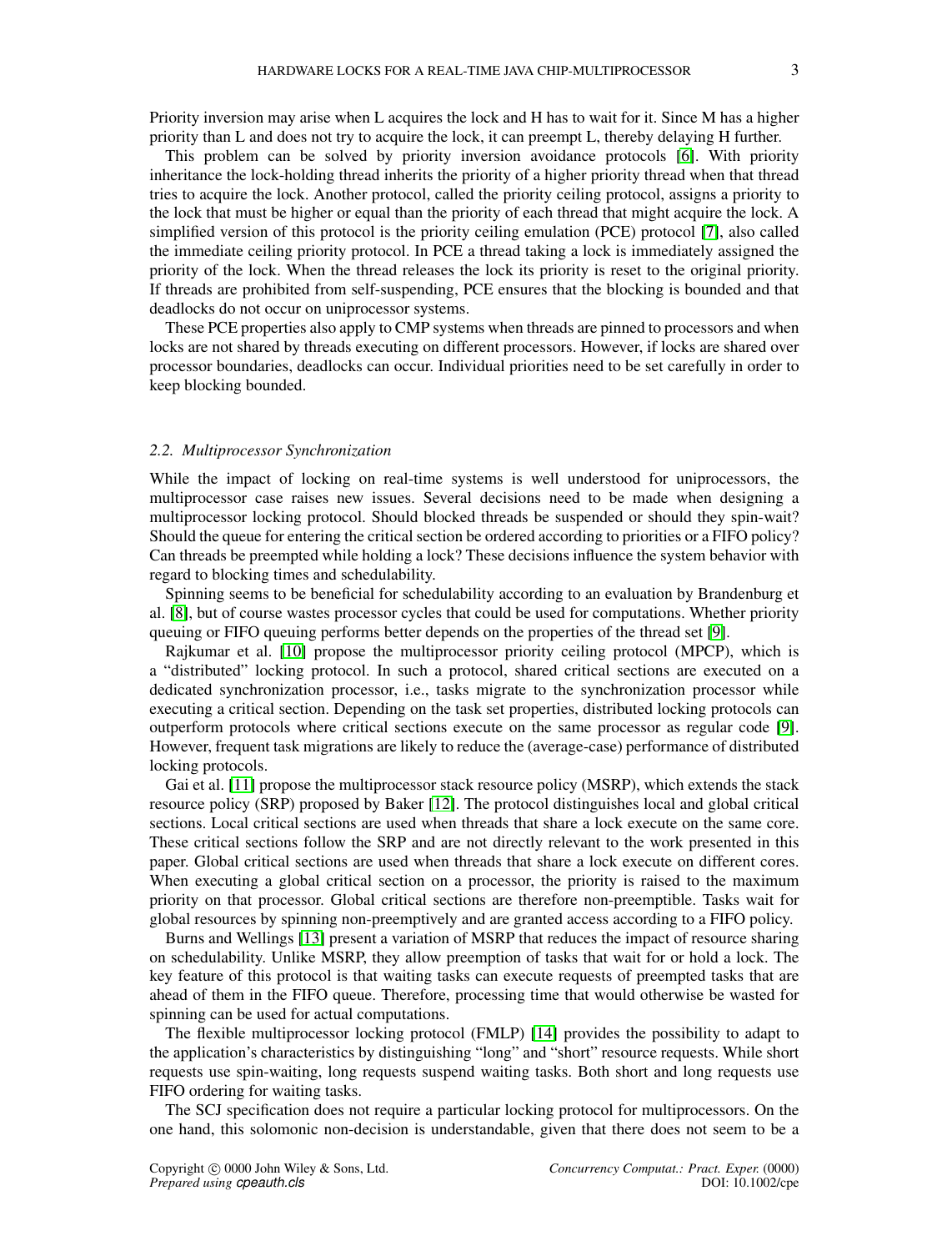Priority inversion may arise when L acquires the lock and H has to wait for it. Since M has a higher priority than L and does not try to acquire the lock, it can preempt L, thereby delaying H further.

This problem can be solved by priority inversion avoidance protocols [6]. With priority inheritance the lock-holding thread inherits the priority of a higher priority thread when that thread tries to acquire the lock. Another protocol, called the priority ceiling protocol, assigns a priority to the lock that must be higher or equal than the priority of each thread that might acquire the lock. A simplified version of this protocol is the priority ceiling emulation (PCE) protocol [7], also called the immediate ceiling priority protocol. In PCE a thread taking a lock is immediately assigned the priority of the lock. When the thread releases the lock its priority is reset to the original priority. If threads are prohibited from self-suspending, PCE ensures that the blocking is bounded and that deadlocks do not occur on uniprocessor systems.

These PCE properties also apply to CMP systems when threads are pinned to processors and when locks are not shared by threads executing on different processors. However, if locks are shared over processor boundaries, deadlocks can occur. Individual priorities need to be set carefully in order to keep blocking bounded.

### 2.2. Multiprocessor Synchronization

While the impact of locking on real-time systems is well understood for uniprocessors, the multiprocessor case raises new issues. Several decisions need to be made when designing a multiprocessor locking protocol. Should blocked threads be suspended or should they spin-wait? Should the queue for entering the critical section be ordered according to priorities or a FIFO policy? Can threads be preempted while holding a lock? These decisions influence the system behavior with regard to blocking times and schedulability.

Spinning seems to be beneficial for schedulability according to an evaluation by Brandenburg et al. [8], but of course wastes processor cycles that could be used for computations. Whether priority queuing or FIFO queuing performs better depends on the properties of the thread set [9].

Rajkumar et al. [10] propose the multiprocessor priority ceiling protocol (MPCP), which is a "distributed" locking protocol. In such a protocol, shared critical sections are executed on a dedicated synchronization processor, i.e., tasks migrate to the synchronization processor while executing a critical section. Depending on the task set properties, distributed locking protocols can outperform protocols where critical sections execute on the same processor as regular code [9]. However, frequent task migrations are likely to reduce the (average-case) performance of distributed locking protocols.

Gai et al. [11] propose the multiprocessor stack resource policy (MSRP), which extends the stack resource policy (SRP) proposed by Baker [12]. The protocol distinguishes local and global critical sections. Local critical sections are used when threads that share a lock execute on the same core. These critical sections follow the SRP and are not directly relevant to the work presented in this paper. Global critical sections are used when threads that share a lock execute on different cores. When executing a global critical section on a processor, the priority is raised to the maximum priority on that processor. Global critical sections are therefore non-preemptible. Tasks wait for global resources by spinning non-preemptively and are granted access according to a FIFO policy.

Burns and Wellings [13] present a variation of MSRP that reduces the impact of resource sharing on schedulability. Unlike MSRP, they allow preemption of tasks that wait for or hold a lock. The key feature of this protocol is that waiting tasks can execute requests of preempted tasks that are ahead of them in the FIFO queue. Therefore, processing time that would otherwise be wasted for spinning can be used for actual computations.

The flexible multiprocessor locking protocol (FMLP) [14] provides the possibility to adapt to the application's characteristics by distinguishing "long" and "short" resource requests. While short requests use spin-waiting, long requests suspend waiting tasks. Both short and long requests use FIFO ordering for waiting tasks.

The SCJ specification does not require a particular locking protocol for multiprocessors. On the one hand, this solomonic non-decision is understandable, given that there does not seem to be a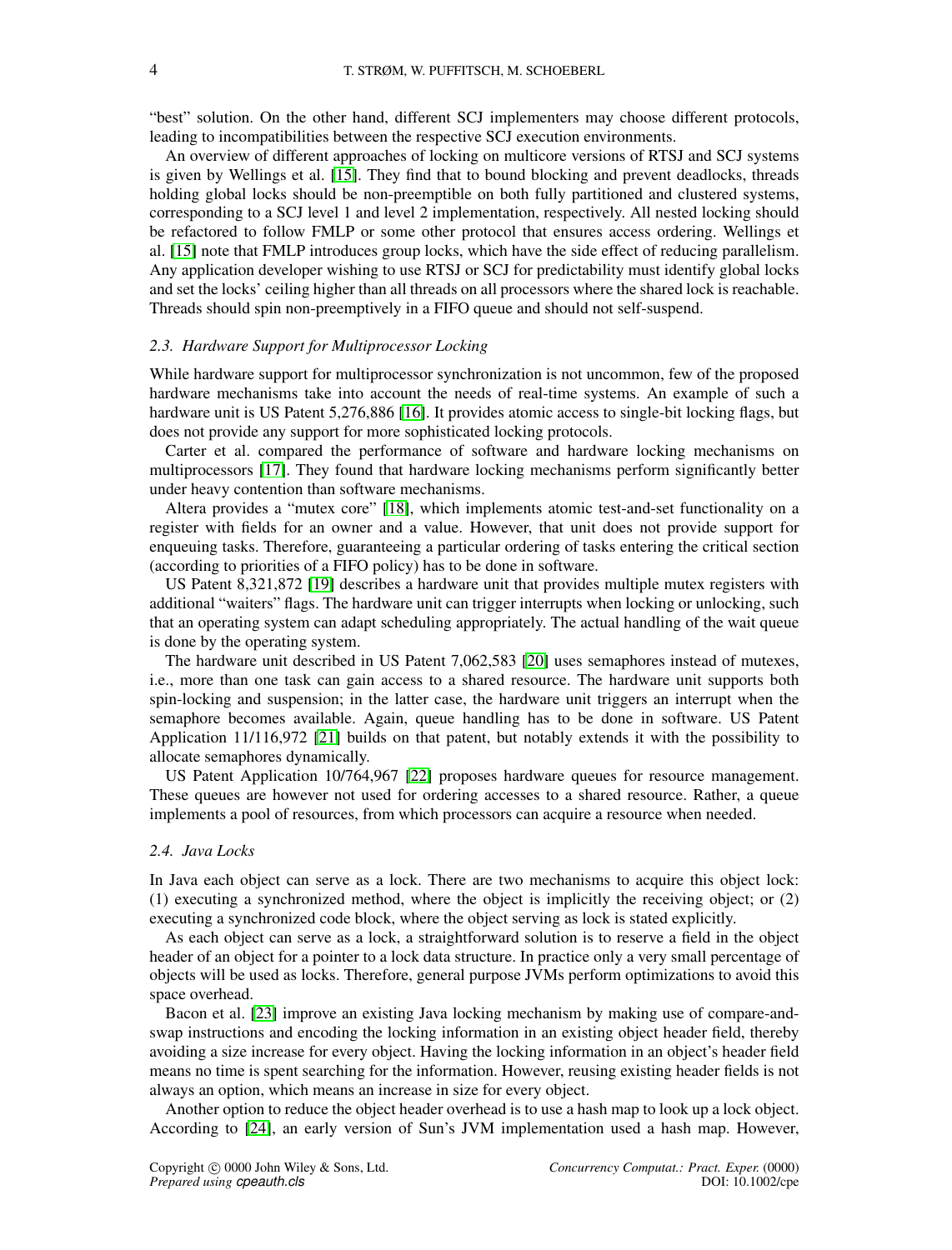"best" solution. On the other hand, different SCJ implementers may choose different protocols, leading to incompatibilities between the respective SCJ execution environments.

An overview of different approaches of locking on multicore versions of RTSJ and SCJ systems is given by Wellings et al. [15]. They find that to bound blocking and prevent deadlocks, threads holding global locks should be non-preemptible on both fully partitioned and clustered systems, corresponding to a SCJ level 1 and level 2 implementation, respectively. All nested locking should be refactored to follow FMLP or some other protocol that ensures access ordering. Wellings et al. [15] note that FMLP introduces group locks, which have the side effect of reducing parallelism. Any application developer wishing to use RTSJ or SCJ for predictability must identify global locks and set the locks' ceiling higher than all threads on all processors where the shared lock is reachable. Threads should spin non-preemptively in a FIFO queue and should not self-suspend.

### 2.3. Hardware Support for Multiprocessor Locking

While hardware support for multiprocessor synchronization is not uncommon, few of the proposed hardware mechanisms take into account the needs of real-time systems. An example of such a hardware unit is US Patent 5,276,886 [16]. It provides atomic access to single-bit locking flags, but does not provide any support for more sophisticated locking protocols.

Carter et al. compared the performance of software and hardware locking mechanisms on multiprocessors [17]. They found that hardware locking mechanisms perform significantly better under heavy contention than software mechanisms.

Altera provides a "mutex core" [18], which implements atomic test-and-set functionality on a register with fields for an owner and a value. However, that unit does not provide support for enqueuing tasks. Therefore, guaranteeing a particular ordering of tasks entering the critical section (according to priorities of a FIFO policy) has to be done in software.

US Patent 8,321,872 [19] describes a hardware unit that provides multiple mutex registers with additional "waiters" flags. The hardware unit can trigger interrupts when locking or unlocking, such that an operating system can adapt scheduling appropriately. The actual handling of the wait queue is done by the operating system.

The hardware unit described in US Patent 7,062,583 [20] uses semaphores instead of mutexes, i.e., more than one task can gain access to a shared resource. The hardware unit supports both spin-locking and suspension; in the latter case, the hardware unit triggers an interrupt when the semaphore becomes available. Again, queue handling has to be done in software. US Patent Application 11/116,972 [21] builds on that patent, but notably extends it with the possibility to allocate semaphores dynamically.

US Patent Application 10/764,967 [22] proposes hardware queues for resource management. These queues are however not used for ordering accesses to a shared resource. Rather, a queue implements a pool of resources, from which processors can acquire a resource when needed.

### 2.4. Java Locks

In Java each object can serve as a lock. There are two mechanisms to acquire this object lock: (1) executing a synchronized method, where the object is implicitly the receiving object; or (2) executing a synchronized code block, where the object serving as lock is stated explicitly.

As each object can serve as a lock, a straightforward solution is to reserve a field in the object header of an object for a pointer to a lock data structure. In practice only a very small percentage of objects will be used as locks. Therefore, general purpose JVMs perform optimizations to avoid this space overhead.

Bacon et al. [23] improve an existing Java locking mechanism by making use of compare-and-swap instructions and encoding the locking information in an existing object header field, thereby avoiding a size increase for every object. Having the locking information in an object's header field means no time is spent searching for the information. However, reusing existing header fields is not always an option, which means an increase in size for every object.

Another option to reduce the object header overhead is to use a hash map to look up a lock object. According to [24], an early version of Sun's JVM implementation used a hash map. However,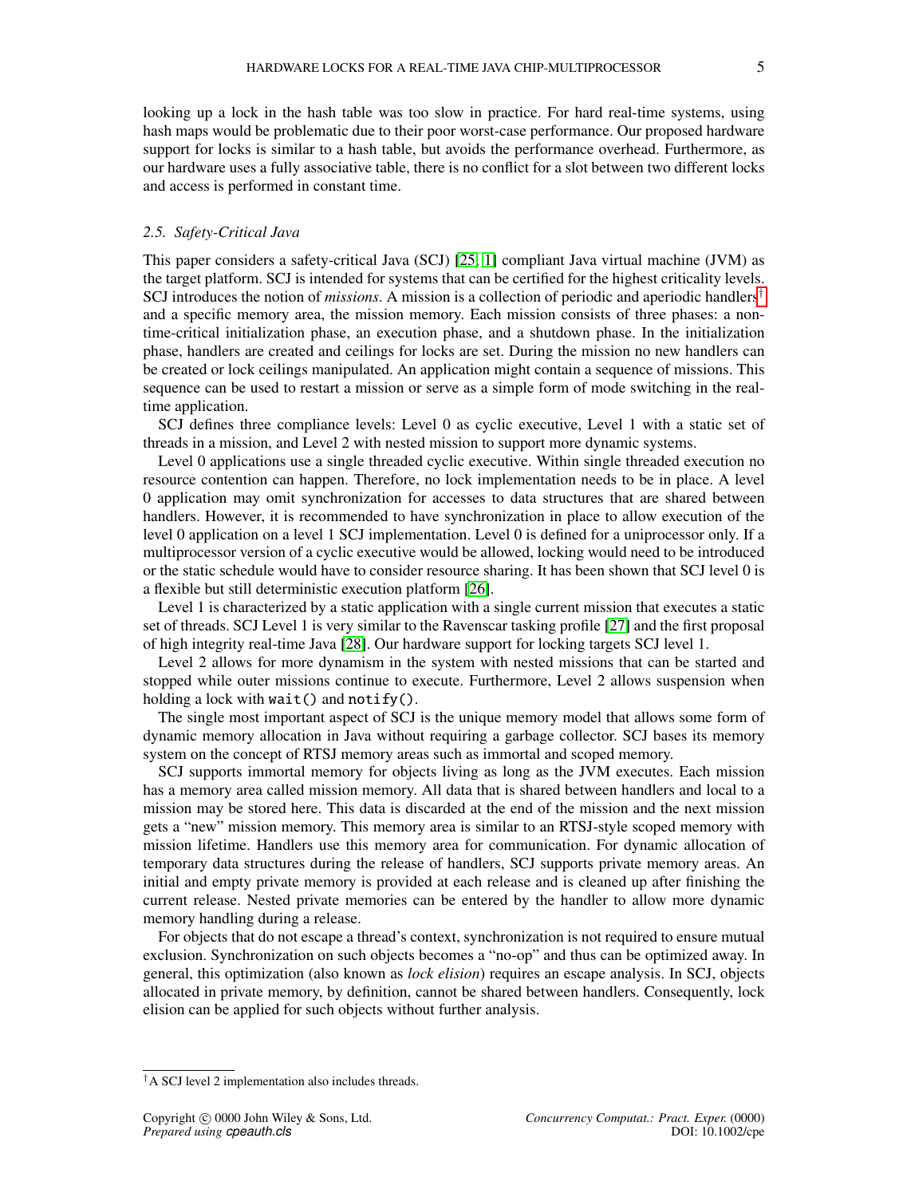looking up a lock in the hash table was too slow in practice. For hard real-time systems, using hash maps would be problematic due to their poor worst-case performance. Our proposed hardware support for locks is similar to a hash table, but avoids the performance overhead. Furthermore, as our hardware uses a fully associative table, there is no conflict for a slot between two different locks and access is performed in constant time.

### 2.5. Safety-Critical Java

This paper considers a safety-critical Java (SCJ) [25, 1] compliant Java virtual machine (JVM) as the target platform. SCJ is intended for systems that can be certified for the highest criticality levels. SCJ introduces the notion of *missions*. A mission is a collection of periodic and aperiodic handlers[†] and a specific memory area, the mission memory. Each mission consists of three phases: a non-time-critical initialization phase, an execution phase, and a shutdown phase. In the initialization phase, handlers are created and ceilings for locks are set. During the mission no new handlers can be created or lock ceilings manipulated. An application might contain a sequence of missions. This sequence can be used to restart a mission or serve as a simple form of mode switching in the real-time application.

SCJ defines three compliance levels: Level 0 as cyclic executive, Level 1 with a static set of threads in a mission, and Level 2 with nested mission to support more dynamic systems.

Level 0 applications use a single threaded cyclic executive. Within single threaded execution no resource contention can happen. Therefore, no lock implementation needs to be in place. A level 0 application may omit synchronization for accesses to data structures that are shared between handlers. However, it is recommended to have synchronization in place to allow execution of the level 0 application on a level 1 SCJ implementation. Level 0 is defined for a uniprocessor only. If a multiprocessor version of a cyclic executive would be allowed, locking would need to be introduced or the static schedule would have to consider resource sharing. It has been shown that SCJ level 0 is a flexible but still deterministic execution platform [26].

Level 1 is characterized by a static application with a single current mission that executes a static set of threads. SCJ Level 1 is very similar to the Ravenscar tasking profile [27] and the first proposal of high integrity real-time Java [28]. Our hardware support for locking targets SCJ level 1.

Level 2 allows for more dynamism in the system with nested missions that can be started and stopped while outer missions continue to execute. Furthermore, Level 2 allows suspension when holding a lock with `wait()` and `notify()`.

The single most important aspect of SCJ is the unique memory model that allows some form of dynamic memory allocation in Java without requiring a garbage collector. SCJ bases its memory system on the concept of RTSJ memory areas such as immortal and scoped memory.

SCJ supports immortal memory for objects living as long as the JVM executes. Each mission has a memory area called mission memory. All data that is shared between handlers and local to a mission may be stored here. This data is discarded at the end of the mission and the next mission gets a "new" mission memory. This memory area is similar to an RTSJ-style scoped memory with mission lifetime. Handlers use this memory area for communication. For dynamic allocation of temporary data structures during the release of handlers, SCJ supports private memory areas. An initial and empty private memory is provided at each release and is cleaned up after finishing the current release. Nested private memories can be entered by the handler to allow more dynamic memory handling during a release.

For objects that do not escape a thread's context, synchronization is not required to ensure mutual exclusion. Synchronization on such objects becomes a "no-op" and thus can be optimized away. In general, this optimization (also known as *lock elision*) requires an escape analysis. In SCJ, objects allocated in private memory, by definition, cannot be shared between handlers. Consequently, lock elision can be applied for such objects without further analysis.

---

[†] A SCJ level 2 implementation also includes threads.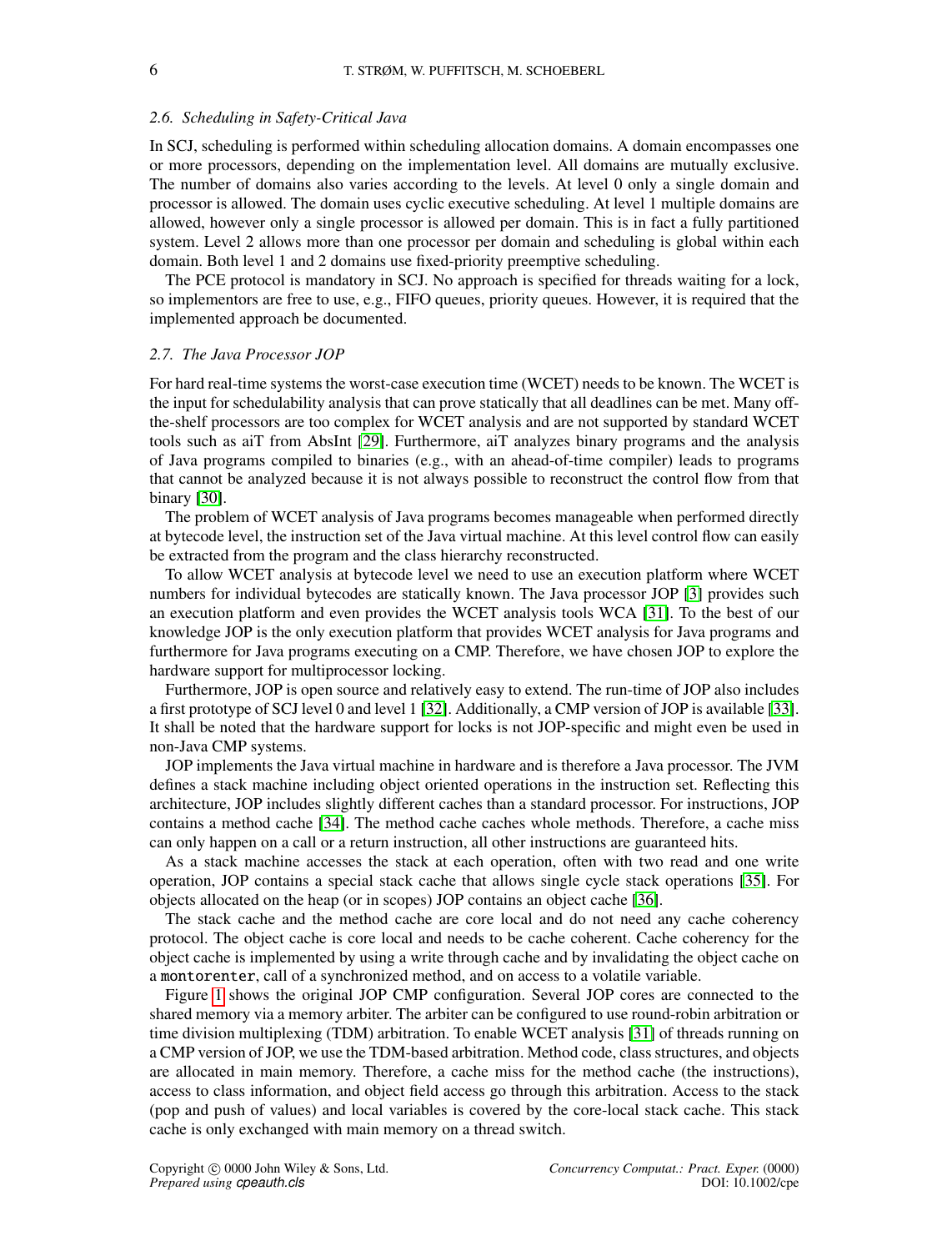### 2.6. Scheduling in Safety-Critical Java

In SCJ, scheduling is performed within scheduling allocation domains. A domain encompasses one or more processors, depending on the implementation level. All domains are mutually exclusive. The number of domains also varies according to the levels. At level 0 only a single domain and processor is allowed. The domain uses cyclic executive scheduling. At level 1 multiple domains are allowed, however only a single processor is allowed per domain. This is in fact a fully partitioned system. Level 2 allows more than one processor per domain and scheduling is global within each domain. Both level 1 and 2 domains use fixed-priority preemptive scheduling.

The PCE protocol is mandatory in SCJ. No approach is specified for threads waiting for a lock, so implementors are free to use, e.g., FIFO queues, priority queues. However, it is required that the implemented approach be documented.

### 2.7. The Java Processor JOP

For hard real-time systems the worst-case execution time (WCET) needs to be known. The WCET is the input for schedulability analysis that can prove statically that all deadlines can be met. Many off-the-shelf processors are too complex for WCET analysis and are not supported by standard WCET tools such as aiT from AbsInt [29]. Furthermore, aiT analyzes binary programs and the analysis of Java programs compiled to binaries (e.g., with an ahead-of-time compiler) leads to programs that cannot be analyzed because it is not always possible to reconstruct the control flow from that binary [30].

The problem of WCET analysis of Java programs becomes manageable when performed directly at bytecode level, the instruction set of the Java virtual machine. At this level control flow can easily be extracted from the program and the class hierarchy reconstructed.

To allow WCET analysis at bytecode level we need to use an execution platform where WCET numbers for individual bytecodes are statically known. The Java processor JOP [3] provides such an execution platform and even provides the WCET analysis tools WCA [31]. To the best of our knowledge JOP is the only execution platform that provides WCET analysis for Java programs and furthermore for Java programs executing on a CMP. Therefore, we have chosen JOP to explore the hardware support for multiprocessor locking.

Furthermore, JOP is open source and relatively easy to extend. The run-time of JOP also includes a first prototype of SCJ level 0 and level 1 [32]. Additionally, a CMP version of JOP is available [33]. It shall be noted that the hardware support for locks is not JOP-specific and might even be used in non-Java CMP systems.

JOP implements the Java virtual machine in hardware and is therefore a Java processor. The JVM defines a stack machine including object oriented operations in the instruction set. Reflecting this architecture, JOP includes slightly different caches than a standard processor. For instructions, JOP contains a method cache [34]. The method cache caches whole methods. Therefore, a cache miss can only happen on a call or a return instruction, all other instructions are guaranteed hits.

As a stack machine accesses the stack at each operation, often with two read and one write operation, JOP contains a special stack cache that allows single cycle stack operations [35]. For objects allocated on the heap (or in scopes) JOP contains an object cache [36].

The stack cache and the method cache are core local and do not need any cache coherency protocol. The object cache is core local and needs to be cache coherent. Cache coherency for the object cache is implemented by using a write through cache and by invalidating the object cache on a `montorenter`, call of a synchronized method, and on access to a volatile variable.

Figure 1 shows the original JOP CMP configuration. Several JOP cores are connected to the shared memory via a memory arbiter. The arbiter can be configured to use round-robin arbitration or time division multiplexing (TDM) arbitration. To enable WCET analysis [31] of threads running on a CMP version of JOP, we use the TDM-based arbitration. Method code, class structures, and objects are allocated in main memory. Therefore, a cache miss for the method cache (the instructions), access to class information, and object field access go through this arbitration. Access to the stack (pop and push of values) and local variables is covered by the core-local stack cache. This stack cache is only exchanged with main memory on a thread switch.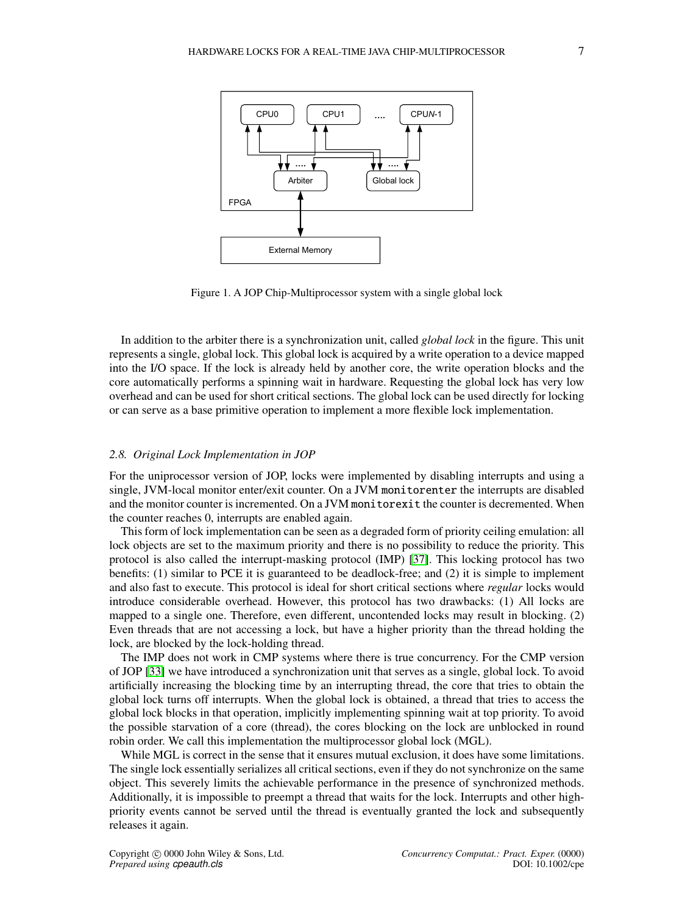Figure 1. A JOP Chip-Multiprocessor system with a single global lock

In addition to the arbiter there is a synchronization unit, called *global lock* in the figure. This unit represents a single, global lock. This global lock is acquired by a write operation to a device mapped into the I/O space. If the lock is already held by another core, the write operation blocks and the core automatically performs a spinning wait in hardware. Requesting the global lock has very low overhead and can be used for short critical sections. The global lock can be used directly for locking or can serve as a base primitive operation to implement a more flexible lock implementation.

### 2.8. Original Lock Implementation in JOP

For the uniprocessor version of JOP, locks were implemented by disabling interrupts and using a single, JVM-local monitor enter/exit counter. On a JVM `monitorenter` the interrupts are disabled and the monitor counter is incremented. On a JVM `monitorexit` the counter is decremented. When the counter reaches 0, interrupts are enabled again.

This form of lock implementation can be seen as a degraded form of priority ceiling emulation: all lock objects are set to the maximum priority and there is no possibility to reduce the priority. This protocol is also called the interrupt-masking protocol (IMP) [37]. This locking protocol has two benefits: (1) similar to PCE it is guaranteed to be deadlock-free; and (2) it is simple to implement and also fast to execute. This protocol is ideal for short critical sections where *regular* locks would introduce considerable overhead. However, this protocol has two drawbacks: (1) All locks are mapped to a single one. Therefore, even different, uncontended locks may result in blocking. (2) Even threads that are not accessing a lock, but have a higher priority than the thread holding the lock, are blocked by the lock-holding thread.

The IMP does not work in CMP systems where there is true concurrency. For the CMP version of JOP [33] we have introduced a synchronization unit that serves as a single, global lock. To avoid artificially increasing the blocking time by an interrupting thread, the core that tries to obtain the global lock turns off interrupts. When the global lock is obtained, a thread that tries to access the global lock blocks in that operation, implicitly implementing spinning wait at top priority. To avoid the possible starvation of a core (thread), the cores blocking on the lock are unblocked in round robin order. We call this implementation the multiprocessor global lock (MGL).

While MGL is correct in the sense that it ensures mutual exclusion, it does have some limitations. The single lock essentially serializes all critical sections, even if they do not synchronize on the same object. This severely limits the achievable performance in the presence of synchronized methods. Additionally, it is impossible to preempt a thread that waits for the lock. Interrupts and other high-priority events cannot be served until the thread is eventually granted the lock and subsequently releases it again.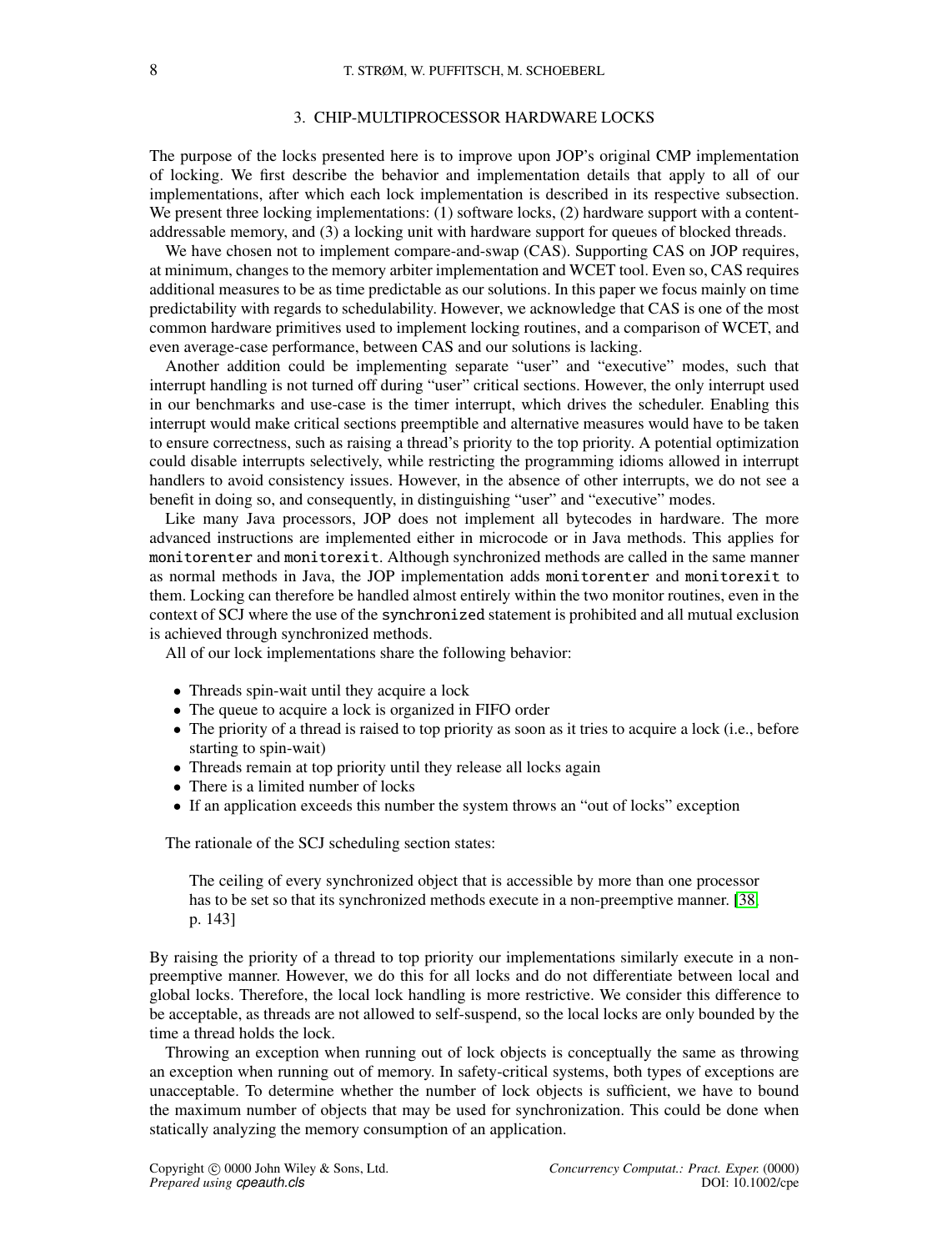## 3. CHIP-MULTIPROCESSOR HARDWARE LOCKS

The purpose of the locks presented here is to improve upon JOP's original CMP implementation of locking. We first describe the behavior and implementation details that apply to all of our implementations, after which each lock implementation is described in its respective subsection. We present three locking implementations: (1) software locks, (2) hardware support with a content-addressable memory, and (3) a locking unit with hardware support for queues of blocked threads.

We have chosen not to implement compare-and-swap (CAS). Supporting CAS on JOP requires, at minimum, changes to the memory arbiter implementation and WCET tool. Even so, CAS requires additional measures to be as time predictable as our solutions. In this paper we focus mainly on time predictability with regards to schedulability. However, we acknowledge that CAS is one of the most common hardware primitives used to implement locking routines, and a comparison of WCET, and even average-case performance, between CAS and our solutions is lacking.

Another addition could be implementing separate "user" and "executive" modes, such that interrupt handling is not turned off during "user" critical sections. However, the only interrupt used in our benchmarks and use-case is the timer interrupt, which drives the scheduler. Enabling this interrupt would make critical sections preemptible and alternative measures would have to be taken to ensure correctness, such as raising a thread's priority to the top priority. A potential optimization could disable interrupts selectively, while restricting the programming idioms allowed in interrupt handlers to avoid consistency issues. However, in the absence of other interrupts, we do not see a benefit in doing so, and consequently, in distinguishing "user" and "executive" modes.

Like many Java processors, JOP does not implement all bytecodes in hardware. The more advanced instructions are implemented either in microcode or in Java methods. This applies for `monitorenter` and `monitorexit`. Although synchronized methods are called in the same manner as normal methods in Java, the JOP implementation adds `monitorenter` and `monitorexit` to them. Locking can therefore be handled almost entirely within the two monitor routines, even in the context of SCJ where the use of the `synchronized` statement is prohibited and all mutual exclusion is achieved through synchronized methods.

All of our lock implementations share the following behavior:

- Threads spin-wait until they acquire a lock
- The queue to acquire a lock is organized in FIFO order
- The priority of a thread is raised to top priority as soon as it tries to acquire a lock (i.e., before starting to spin-wait)
- Threads remain at top priority until they release all locks again
- There is a limited number of locks
- If an application exceeds this number the system throws an "out of locks" exception

The rationale of the SCJ scheduling section states:

> The ceiling of every synchronized object that is accessible by more than one processor has to be set so that its synchronized methods execute in a non-preemptive manner. [38, p. 143]

By raising the priority of a thread to top priority our implementations similarly execute in a non-preemptive manner. However, we do this for all locks and do not differentiate between local and global locks. Therefore, the local lock handling is more restrictive. We consider this difference to be acceptable, as threads are not allowed to self-suspend, so the local locks are only bounded by the time a thread holds the lock.

Throwing an exception when running out of lock objects is conceptually the same as throwing an exception when running out of memory. In safety-critical systems, both types of exceptions are unacceptable. To determine whether the number of lock objects is sufficient, we have to bound the maximum number of objects that may be used for synchronization. This could be done when statically analyzing the memory consumption of an application.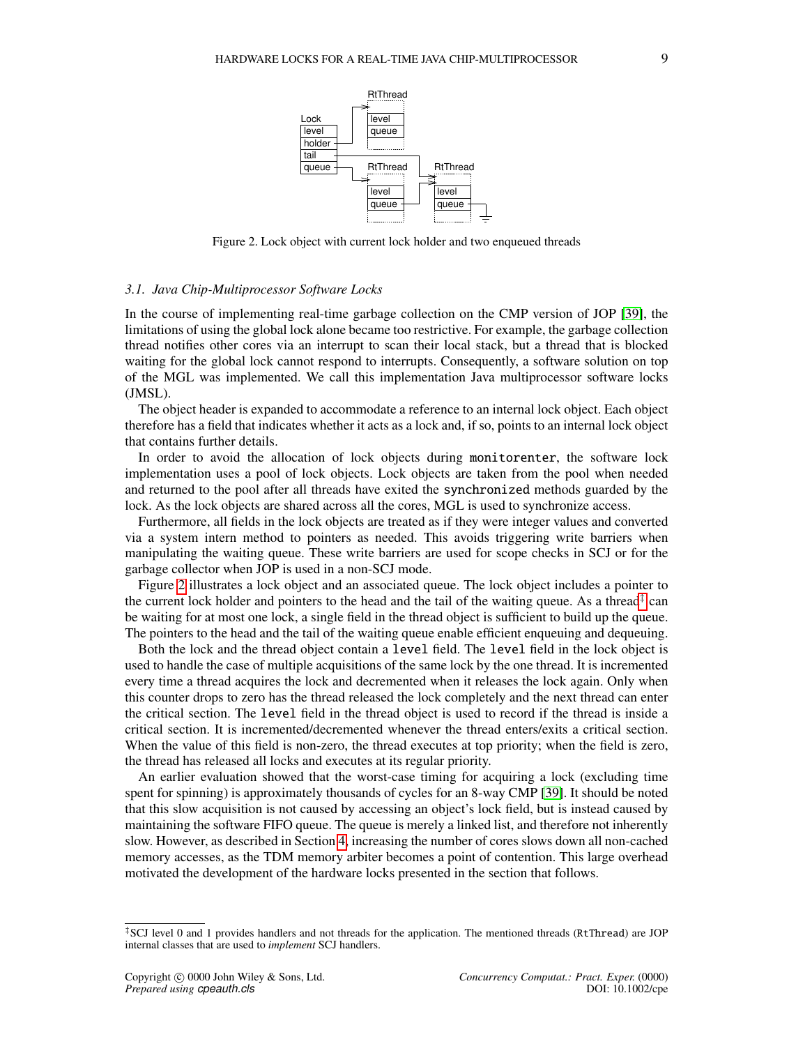Figure 2. Lock object with current lock holder and two enqueued threads

### 3.1. *Java Chip-Multiprocessor Software Locks*

In the course of implementing real-time garbage collection on the CMP version of JOP [39], the limitations of using the global lock alone became too restrictive. For example, the garbage collection thread notifies other cores via an interrupt to scan their local stack, but a thread that is blocked waiting for the global lock cannot respond to interrupts. Consequently, a software solution on top of the MGL was implemented. We call this implementation Java multiprocessor software locks (JMSL).

The object header is expanded to accommodate a reference to an internal lock object. Each object therefore has a field that indicates whether it acts as a lock and, if so, points to an internal lock object that contains further details.

In order to avoid the allocation of lock objects during `monitorenter`, the software lock implementation uses a pool of lock objects. Lock objects are taken from the pool when needed and returned to the pool after all threads have exited the `synchronized` methods guarded by the lock. As the lock objects are shared across all the cores, MGL is used to synchronize access.

Furthermore, all fields in the lock objects are treated as if they were integer values and converted via a system intern method to pointers as needed. This avoids triggering write barriers when manipulating the waiting queue. These write barriers are used for scope checks in SCJ or for the garbage collector when JOP is used in a non-SCJ mode.

Figure 2 illustrates a lock object and an associated queue. The lock object includes a pointer to the current lock holder and pointers to the head and the tail of the waiting queue. As a thread[‡] can be waiting for at most one lock, a single field in the thread object is sufficient to build up the queue. The pointers to the head and the tail of the waiting queue enable efficient enqueuing and dequeuing.

Both the lock and the thread object contain a `level` field. The `level` field in the lock object is used to handle the case of multiple acquisitions of the same lock by the one thread. It is incremented every time a thread acquires the lock and decremented when it releases the lock again. Only when this counter drops to zero has the thread released the lock completely and the next thread can enter the critical section. The `level` field in the thread object is used to record if the thread is inside a critical section. It is incremented/decremented whenever the thread enters/exits a critical section. When the value of this field is non-zero, the thread executes at top priority; when the field is zero, the thread has released all locks and executes at its regular priority.

An earlier evaluation showed that the worst-case timing for acquiring a lock (excluding time spent for spinning) is approximately thousands of cycles for an 8-way CMP [39]. It should be noted that this slow acquisition is not caused by accessing an object's lock field, but is instead caused by maintaining the software FIFO queue. The queue is merely a linked list, and therefore not inherently slow. However, as described in Section 4, increasing the number of cores slows down all non-cached memory accesses, as the TDM memory arbiter becomes a point of contention. This large overhead motivated the development of the hardware locks presented in the section that follows.

---

[‡] SCJ level 0 and 1 provides handlers and not threads for the application. The mentioned threads (`RtThread`) are JOP internal classes that are used to *implement* SCJ handlers.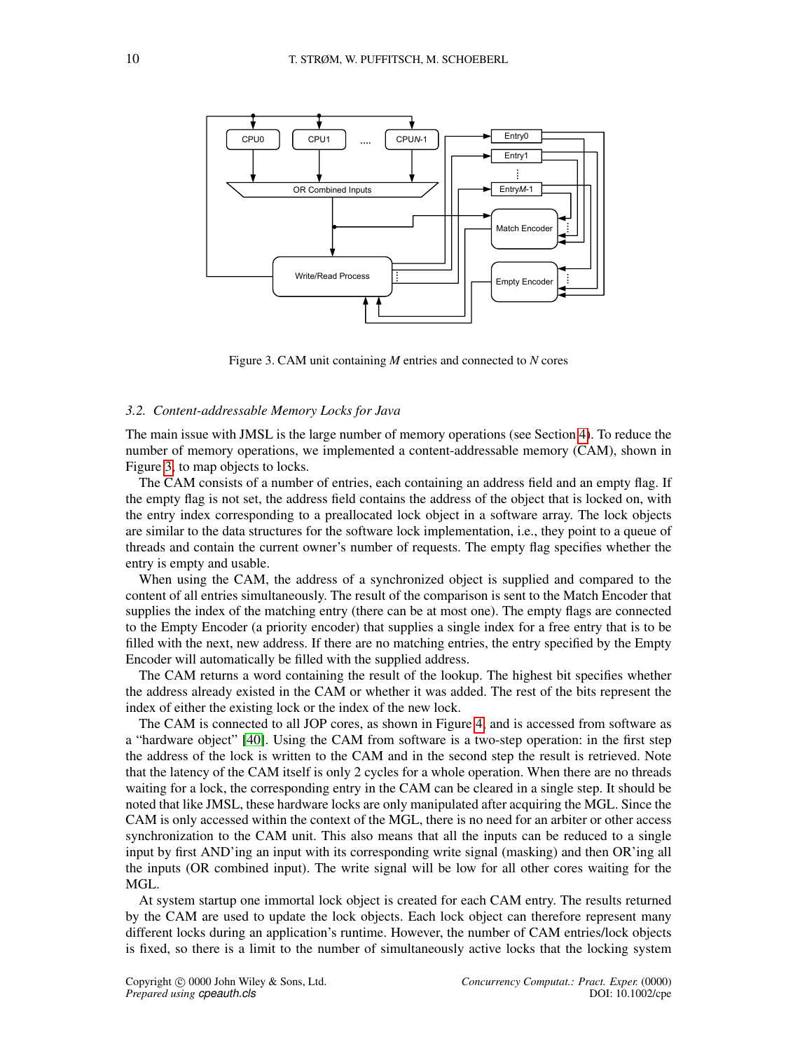Figure 3. CAM unit containing *M* entries and connected to *N* cores

### 3.2. Content-addressable Memory Locks for Java

The main issue with JMSL is the large number of memory operations (see Section 4). To reduce the number of memory operations, we implemented a content-addressable memory (CAM), shown in Figure 3, to map objects to locks.

The CAM consists of a number of entries, each containing an address field and an empty flag. If the empty flag is not set, the address field contains the address of the object that is locked on, with the entry index corresponding to a preallocated lock object in a software array. The lock objects are similar to the data structures for the software lock implementation, i.e., they point to a queue of threads and contain the current owner's number of requests. The empty flag specifies whether the entry is empty and usable.

When using the CAM, the address of a synchronized object is supplied and compared to the content of all entries simultaneously. The result of the comparison is sent to the Match Encoder that supplies the index of the matching entry (there can be at most one). The empty flags are connected to the Empty Encoder (a priority encoder) that supplies a single index for a free entry that is to be filled with the next, new address. If there are no matching entries, the entry specified by the Empty Encoder will automatically be filled with the supplied address.

The CAM returns a word containing the result of the lookup. The highest bit specifies whether the address already existed in the CAM or whether it was added. The rest of the bits represent the index of either the existing lock or the index of the new lock.

The CAM is connected to all JOP cores, as shown in Figure 4, and is accessed from software as a "hardware object" [40]. Using the CAM from software is a two-step operation: in the first step the address of the lock is written to the CAM and in the second step the result is retrieved. Note that the latency of the CAM itself is only 2 cycles for a whole operation. When there are no threads waiting for a lock, the corresponding entry in the CAM can be cleared in a single step. It should be noted that like JMSL, these hardware locks are only manipulated after acquiring the MGL. Since the CAM is only accessed within the context of the MGL, there is no need for an arbiter or other access synchronization to the CAM unit. This also means that all the inputs can be reduced to a single input by first AND'ing an input with its corresponding write signal (masking) and then OR'ing all the inputs (OR combined input). The write signal will be low for all other cores waiting for the MGL.

At system startup one immortal lock object is created for each CAM entry. The results returned by the CAM are used to update the lock objects. Each lock object can therefore represent many different locks during an application's runtime. However, the number of CAM entries/lock objects is fixed, so there is a limit to the number of simultaneously active locks that the locking system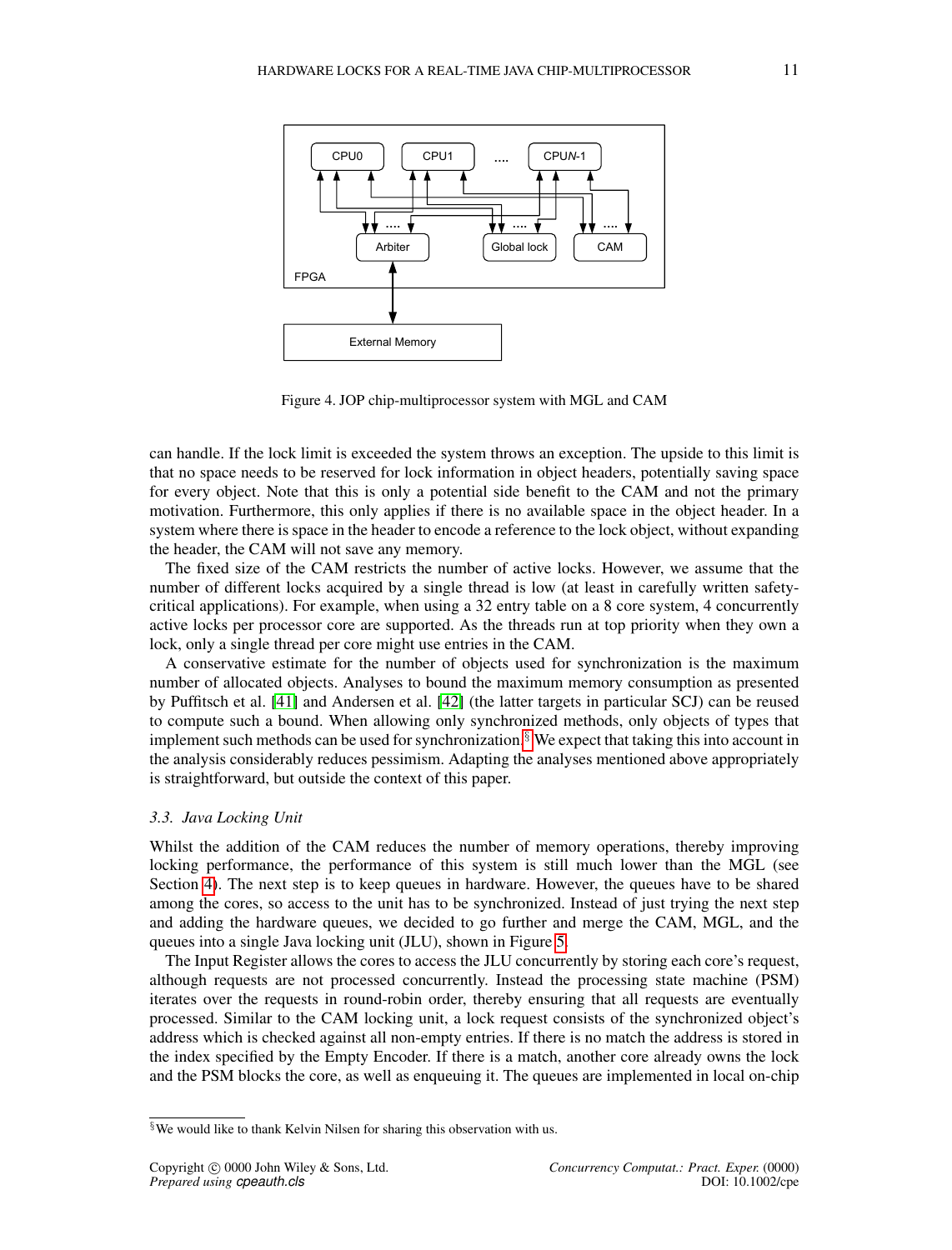Figure 4. JOP chip-multiprocessor system with MGL and CAM

can handle. If the lock limit is exceeded the system throws an exception. The upside to this limit is that no space needs to be reserved for lock information in object headers, potentially saving space for every object. Note that this is only a potential side benefit to the CAM and not the primary motivation. Furthermore, this only applies if there is no available space in the object header. In a system where there is space in the header to encode a reference to the lock object, without expanding the header, the CAM will not save any memory.

The fixed size of the CAM restricts the number of active locks. However, we assume that the number of different locks acquired by a single thread is low (at least in carefully written safety-critical applications). For example, when using a 32 entry table on a 8 core system, 4 concurrently active locks per processor core are supported. As the threads run at top priority when they own a lock, only a single thread per core might use entries in the CAM.

A conservative estimate for the number of objects used for synchronization is the maximum number of allocated objects. Analyses to bound the maximum memory consumption as presented by Puffitsch et al. [41] and Andersen et al. [42] (the latter targets in particular SCJ) can be reused to compute such a bound. When allowing only synchronized methods, only objects of types that implement such methods can be used for synchronization.[§] We expect that taking this into account in the analysis considerably reduces pessimism. Adapting the analyses mentioned above appropriately is straightforward, but outside the context of this paper.

### 3.3. Java Locking Unit

Whilst the addition of the CAM reduces the number of memory operations, thereby improving locking performance, the performance of this system is still much lower than the MGL (see Section 4). The next step is to keep queues in hardware. However, the queues have to be shared among the cores, so access to the unit has to be synchronized. Instead of just trying the next step and adding the hardware queues, we decided to go further and merge the CAM, MGL, and the queues into a single Java locking unit (JLU), shown in Figure 5.

The Input Register allows the cores to access the JLU concurrently by storing each core's request, although requests are not processed concurrently. Instead the processing state machine (PSM) iterates over the requests in round-robin order, thereby ensuring that all requests are eventually processed. Similar to the CAM locking unit, a lock request consists of the synchronized object's address which is checked against all non-empty entries. If there is no match the address is stored in the index specified by the Empty Encoder. If there is a match, another core already owns the lock and the PSM blocks the core, as well as enqueuing it. The queues are implemented in local on-chip

[§] We would like to thank Kelvin Nilsen for sharing this observation with us.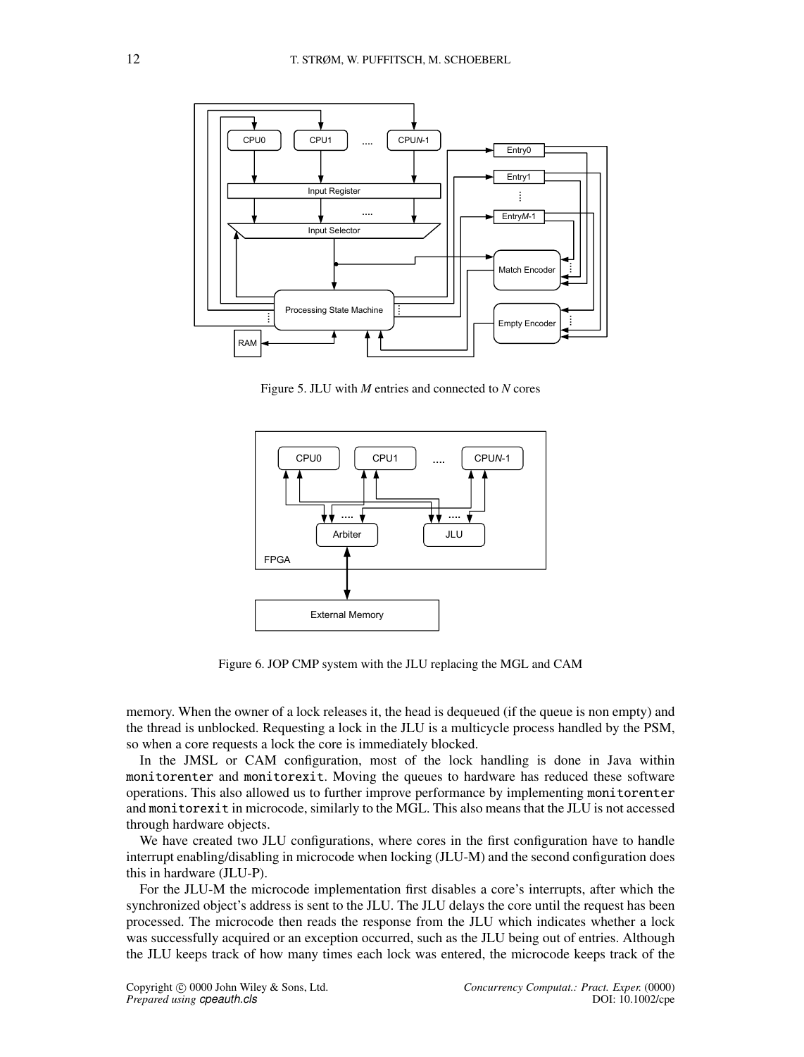Figure 5. JLU with $M$ entries and connected to $N$ cores

Figure 6. JOP CMP system with the JLU replacing the MGL and CAM

memory. When the owner of a lock releases it, the head is dequeued (if the queue is non empty) and the thread is unblocked. Requesting a lock in the JLU is a multicycle process handled by the PSM, so when a core requests a lock the core is immediately blocked.

In the JMSL or CAM configuration, most of the lock handling is done in Java within `monitorenter` and `monitorexit`. Moving the queues to hardware has reduced these software operations. This also allowed us to further improve performance by implementing `monitorenter` and `monitorexit` in microcode, similarly to the MGL. This also means that the JLU is not accessed through hardware objects.

We have created two JLU configurations, where cores in the first configuration have to handle interrupt enabling/disabling in microcode when locking (JLU-M) and the second configuration does this in hardware (JLU-P).

For the JLU-M the microcode implementation first disables a core's interrupts, after which the synchronized object's address is sent to the JLU. The JLU delays the core until the request has been processed. The microcode then reads the response from the JLU which indicates whether a lock was successfully acquired or an exception occurred, such as the JLU being out of entries. Although the JLU keeps track of how many times each lock was entered, the microcode keeps track of the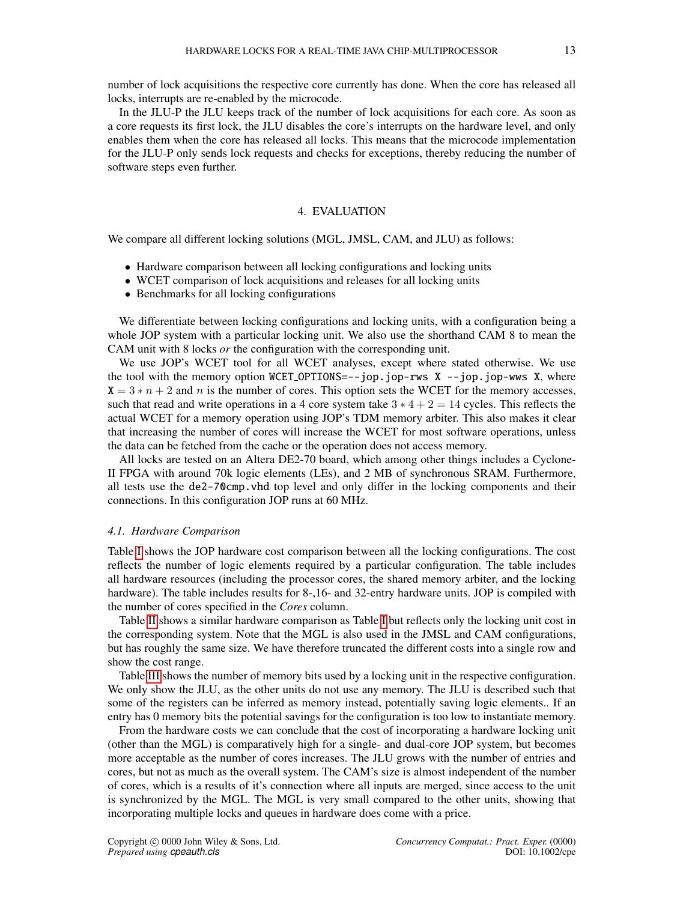number of lock acquisitions the respective core currently has done. When the core has released all locks, interrupts are re-enabled by the microcode.

In the JLU-P the JLU keeps track of the number of lock acquisitions for each core. As soon as a core requests its first lock, the JLU disables the core's interrupts on the hardware level, and only enables them when the core has released all locks. This means that the microcode implementation for the JLU-P only sends lock requests and checks for exceptions, thereby reducing the number of software steps even further.

## 4. EVALUATION

We compare all different locking solutions (MGL, JMSL, CAM, and JLU) as follows:

- Hardware comparison between all locking configurations and locking units
- WCET comparison of lock acquisitions and releases for all locking units
- Benchmarks for all locking configurations

We differentiate between locking configurations and locking units, with a configuration being a whole JOP system with a particular locking unit. We also use the shorthand CAM 8 to mean the CAM unit with 8 locks *or* the configuration with the corresponding unit.

We use JOP's WCET tool for all WCET analyses, except where stated otherwise. We use the tool with the memory option `WCET_OPTIONS=--jop.jop-rws X --jop.jop-wws X`, where $X = 3 * n + 2$ and $n$ is the number of cores. This option sets the WCET for the memory accesses, such that read and write operations in a 4 core system take $3 * 4 + 2 = 14$ cycles. This reflects the actual WCET for a memory operation using JOP's TDM memory arbiter. This also makes it clear that increasing the number of cores will increase the WCET for most software operations, unless the data can be fetched from the cache or the operation does not access memory.

All locks are tested on an Altera DE2-70 board, which among other things includes a Cyclone-II FPGA with around 70k logic elements (LEs), and 2 MB of synchronous SRAM. Furthermore, all tests use the `de2-70cmp.vhd` top level and only differ in the locking components and their connections. In this configuration JOP runs at 60 MHz.

### 4.1. Hardware Comparison

Table I shows the JOP hardware cost comparison between all the locking configurations. The cost reflects the number of logic elements required by a particular configuration. The table includes all hardware resources (including the processor cores, the shared memory arbiter, and the locking hardware). The table includes results for 8-,16- and 32-entry hardware units. JOP is compiled with the number of cores specified in the *Cores* column.

Table II shows a similar hardware comparison as Table I but reflects only the locking unit cost in the corresponding system. Note that the MGL is also used in the JMSL and CAM configurations, but has roughly the same size. We have therefore truncated the different costs into a single row and show the cost range.

Table III shows the number of memory bits used by a locking unit in the respective configuration. We only show the JLU, as the other units do not use any memory. The JLU is described such that some of the registers can be inferred as memory instead, potentially saving logic elements.. If an entry has 0 memory bits the potential savings for the configuration is too low to instantiate memory.

From the hardware costs we can conclude that the cost of incorporating a hardware locking unit (other than the MGL) is comparatively high for a single- and dual-core JOP system, but becomes more acceptable as the number of cores increases. The JLU grows with the number of entries and cores, but not as much as the overall system. The CAM's size is almost independent of the number of cores, which is a results of it's connection where all inputs are merged, since access to the unit is synchronized by the MGL. The MGL is very small compared to the other units, showing that incorporating multiple locks and queues in hardware does come with a price.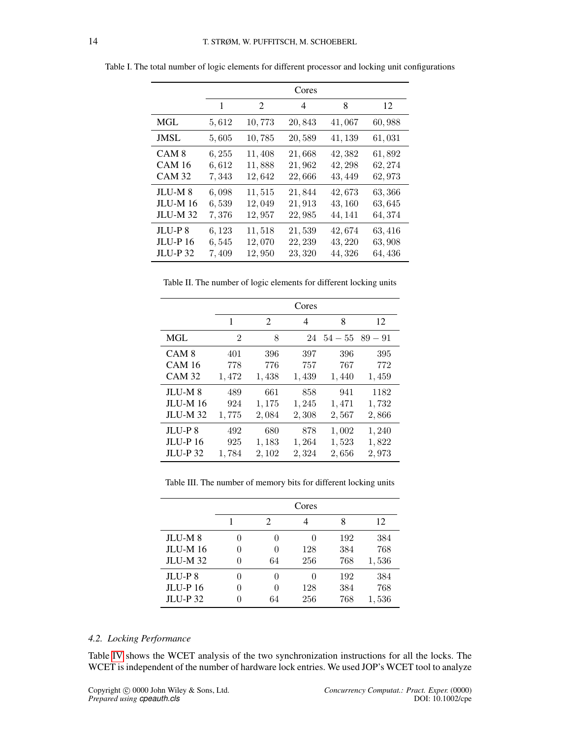Table I. The total number of logic elements for different processor and locking unit configurations

| | Cores | | | | |
|---|---|---|---|---|---|
| | 1 | 2 | 4 | 8 | 12 |
| MGL | 5,612 | 10,773 | 20,843 | 41,067 | 60,988 |
| JMSL | 5,605 | 10,785 | 20,589 | 41,139 | 61,031 |
| CAM 8 | 6,255 | 11,408 | 21,668 | 42,382 | 61,892 |
| CAM 16 | 6,612 | 11,888 | 21,962 | 42,298 | 62,274 |
| CAM 32 | 7,343 | 12,642 | 22,666 | 43,449 | 62,973 |
| JLU-M 8 | 6,098 | 11,515 | 21,844 | 42,673 | 63,366 |
| JLU-M 16 | 6,539 | 12,049 | 21,913 | 43,160 | 63,645 |
| JLU-M 32 | 7,376 | 12,957 | 22,985 | 44,141 | 64,374 |
| JLU-P 8 | 6,123 | 11,518 | 21,539 | 42,674 | 63,416 |
| JLU-P 16 | 6,545 | 12,070 | 22,239 | 43,220 | 63,908 |
| JLU-P 32 | 7,409 | 12,950 | 23,320 | 44,326 | 64,436 |

Table II. The number of logic elements for different locking units

| | Cores | | | | |
|---|---|---|---|---|---|
| | 1 | 2 | 4 | 8 | 12 |
| MGL | 2 | 8 | 24 | $54-55$ | $89-91$ |
| CAM 8 | 401 | 396 | 397 | 396 | 395 |
| CAM 16 | 778 | 776 | 757 | 767 | 772 |
| CAM 32 | 1,472 | 1,438 | 1,439 | 1,440 | 1,459 |
| JLU-M 8 | 489 | 661 | 858 | 941 | 1182 |
| JLU-M 16 | 924 | 1,175 | 1,245 | 1,471 | 1,732 |
| JLU-M 32 | 1,775 | 2,084 | 2,308 | 2,567 | 2,866 |
| JLU-P 8 | 492 | 680 | 878 | 1,002 | 1,240 |
| JLU-P 16 | 925 | 1,183 | 1,264 | 1,523 | 1,822 |
| JLU-P 32 | 1,784 | 2,102 | 2,324 | 2,656 | 2,973 |

Table III. The number of memory bits for different locking units

| | Cores | | | | |
|---|---|---|---|---|---|
| | 1 | 2 | 4 | 8 | 12 |
| JLU-M 8 | 0 | 0 | 0 | 192 | 384 |
| JLU-M 16 | 0 | 0 | 128 | 384 | 768 |
| JLU-M 32 | 0 | 64 | 256 | 768 | 1,536 |
| JLU-P 8 | 0 | 0 | 0 | 192 | 384 |
| JLU-P 16 | 0 | 0 | 128 | 384 | 768 |
| JLU-P 32 | 0 | 64 | 256 | 768 | 1,536 |

### 4.2. Locking Performance

Table IV shows the WCET analysis of the two synchronization instructions for all the locks. The WCET is independent of the number of hardware lock entries. We used JOP's WCET tool to analyze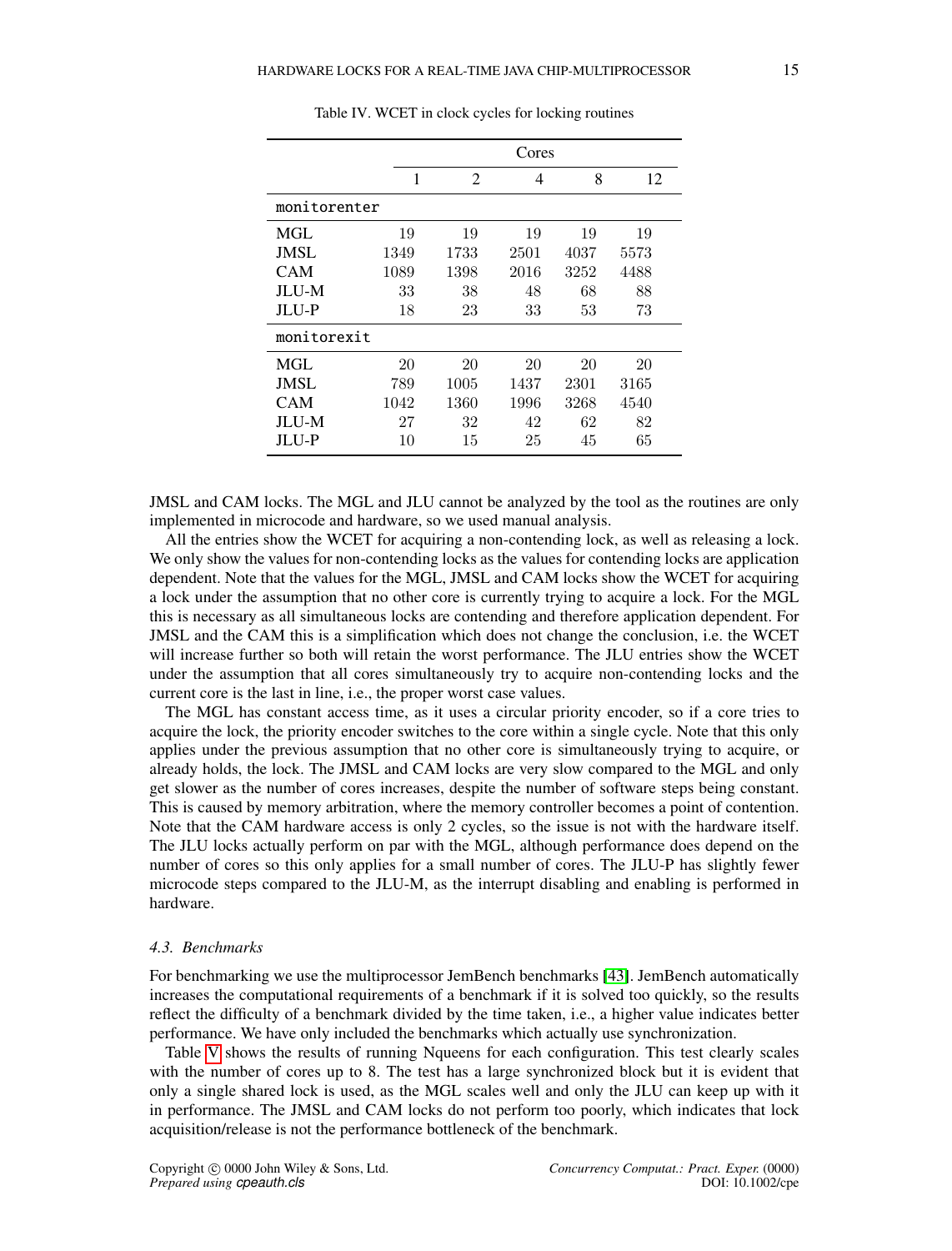Table IV. WCET in clock cycles for locking routines

| | Cores | | | | |
|---|---|---|---|---|---|
| | 1 | 2 | 4 | 8 | 12 |
| `monitorenter` | | | | | |
| MGL | 19 | 19 | 19 | 19 | 19 |
| JMSL | 1349 | 1733 | 2501 | 4037 | 5573 |
| CAM | 1089 | 1398 | 2016 | 3252 | 4488 |
| JLU-M | 33 | 38 | 48 | 68 | 88 |
| JLU-P | 18 | 23 | 33 | 53 | 73 |
| `monitorexit` | | | | | |
| MGL | 20 | 20 | 20 | 20 | 20 |
| JMSL | 789 | 1005 | 1437 | 2301 | 3165 |
| CAM | 1042 | 1360 | 1996 | 3268 | 4540 |
| JLU-M | 27 | 32 | 42 | 62 | 82 |
| JLU-P | 10 | 15 | 25 | 45 | 65 |

JMSL and CAM locks. The MGL and JLU cannot be analyzed by the tool as the routines are only implemented in microcode and hardware, so we used manual analysis.

All the entries show the WCET for acquiring a non-contending lock, as well as releasing a lock. We only show the values for non-contending locks as the values for contending locks are application dependent. Note that the values for the MGL, JMSL and CAM locks show the WCET for acquiring a lock under the assumption that no other core is currently trying to acquire a lock. For the MGL this is necessary as all simultaneous locks are contending and therefore application dependent. For JMSL and the CAM this is a simplification which does not change the conclusion, i.e. the WCET will increase further so both will retain the worst performance. The JLU entries show the WCET under the assumption that all cores simultaneously try to acquire non-contending locks and the current core is the last in line, i.e., the proper worst case values.

The MGL has constant access time, as it uses a circular priority encoder, so if a core tries to acquire the lock, the priority encoder switches to the core within a single cycle. Note that this only applies under the previous assumption that no other core is simultaneously trying to acquire, or already holds, the lock. The JMSL and CAM locks are very slow compared to the MGL and only get slower as the number of cores increases, despite the number of software steps being constant. This is caused by memory arbitration, where the memory controller becomes a point of contention. Note that the CAM hardware access is only 2 cycles, so the issue is not with the hardware itself. The JLU locks actually perform on par with the MGL, although performance does depend on the number of cores so this only applies for a small number of cores. The JLU-P has slightly fewer microcode steps compared to the JLU-M, as the interrupt disabling and enabling is performed in hardware.

### 4.3. Benchmarks

For benchmarking we use the multiprocessor JemBench benchmarks [43]. JemBench automatically increases the computational requirements of a benchmark if it is solved too quickly, so the results reflect the difficulty of a benchmark divided by the time taken, i.e., a higher value indicates better performance. We have only included the benchmarks which actually use synchronization.

Table V shows the results of running Nqueens for each configuration. This test clearly scales with the number of cores up to 8. The test has a large synchronized block but it is evident that only a single shared lock is used, as the MGL scales well and only the JLU can keep up with it in performance. The JMSL and CAM locks do not perform too poorly, which indicates that lock acquisition/release is not the performance bottleneck of the benchmark.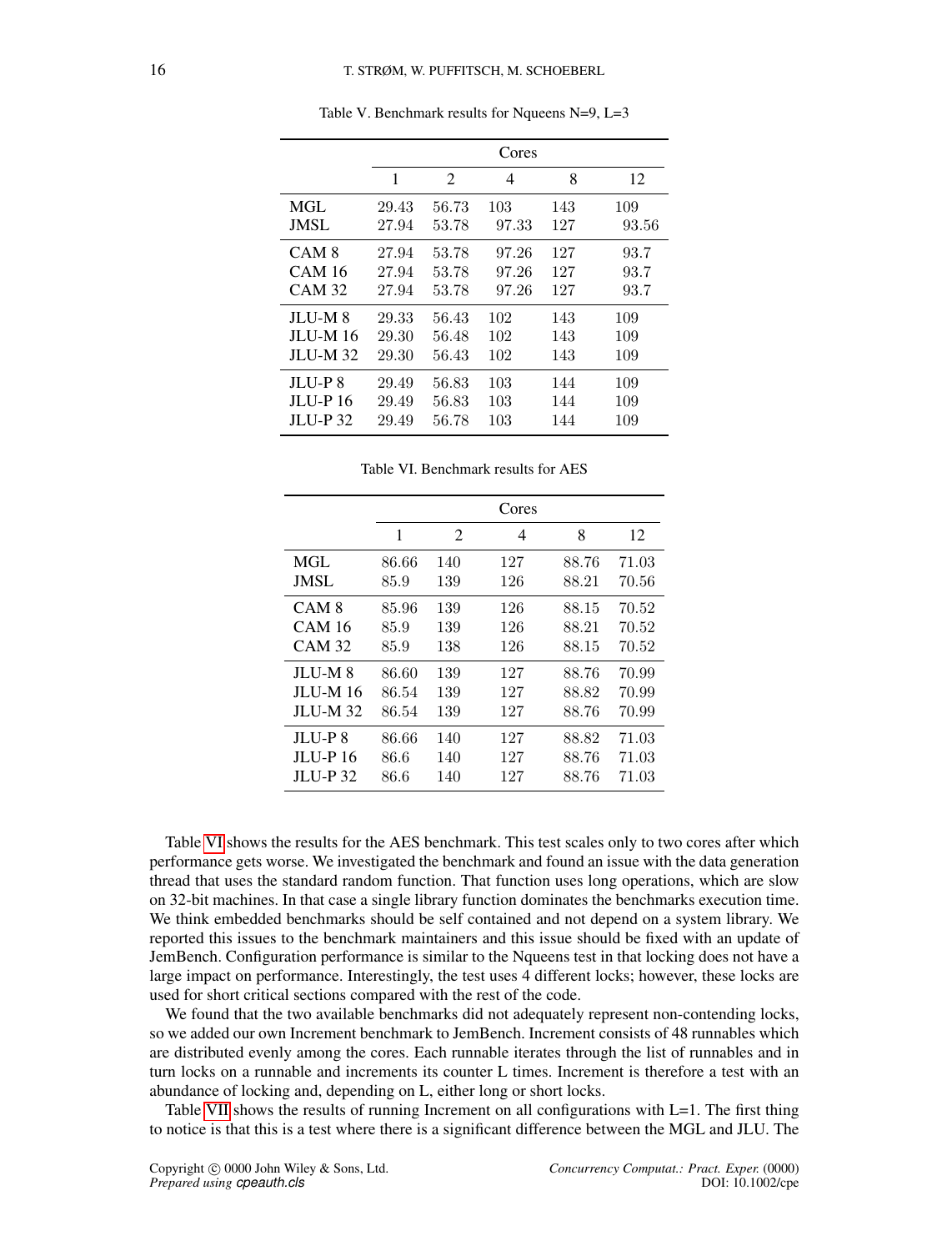Table V. Benchmark results for Nqueens N=9, L=3

| | Cores | | | | |
|---|---|---|---|---|---|
| | 1 | 2 | 4 | 8 | 12 |
| MGL | 29.43 | 56.73 | 103 | 143 | 109 |
| JMSL | 27.94 | 53.78 | 97.33 | 127 | 93.56 |
| CAM 8 | 27.94 | 53.78 | 97.26 | 127 | 93.7 |
| CAM 16 | 27.94 | 53.78 | 97.26 | 127 | 93.7 |
| CAM 32 | 27.94 | 53.78 | 97.26 | 127 | 93.7 |
| JLU-M 8 | 29.33 | 56.43 | 102 | 143 | 109 |
| JLU-M 16 | 29.30 | 56.48 | 102 | 143 | 109 |
| JLU-M 32 | 29.30 | 56.43 | 102 | 143 | 109 |
| JLU-P 8 | 29.49 | 56.83 | 103 | 144 | 109 |
| JLU-P 16 | 29.49 | 56.83 | 103 | 144 | 109 |
| JLU-P 32 | 29.49 | 56.78 | 103 | 144 | 109 |

Table VI. Benchmark results for AES

| | Cores | | | | |
|---|---|---|---|---|---|
| | 1 | 2 | 4 | 8 | 12 |
| MGL | 86.66 | 140 | 127 | 88.76 | 71.03 |
| JMSL | 85.9 | 139 | 126 | 88.21 | 70.56 |
| CAM 8 | 85.96 | 139 | 126 | 88.15 | 70.52 |
| CAM 16 | 85.9 | 139 | 126 | 88.21 | 70.52 |
| CAM 32 | 85.9 | 138 | 126 | 88.15 | 70.52 |
| JLU-M 8 | 86.60 | 139 | 127 | 88.76 | 70.99 |
| JLU-M 16 | 86.54 | 139 | 127 | 88.82 | 70.99 |
| JLU-M 32 | 86.54 | 139 | 127 | 88.76 | 70.99 |
| JLU-P 8 | 86.66 | 140 | 127 | 88.82 | 71.03 |
| JLU-P 16 | 86.6 | 140 | 127 | 88.76 | 71.03 |
| JLU-P 32 | 86.6 | 140 | 127 | 88.76 | 71.03 |

Table VI shows the results for the AES benchmark. This test scales only to two cores after which performance gets worse. We investigated the benchmark and found an issue with the data generation thread that uses the standard random function. That function uses long operations, which are slow on 32-bit machines. In that case a single library function dominates the benchmarks execution time. We think embedded benchmarks should be self contained and not depend on a system library. We reported this issues to the benchmark maintainers and this issue should be fixed with an update of JemBench. Configuration performance is similar to the Nqueens test in that locking does not have a large impact on performance. Interestingly, the test uses 4 different locks; however, these locks are used for short critical sections compared with the rest of the code.

We found that the two available benchmarks did not adequately represent non-contending locks, so we added our own Increment benchmark to JemBench. Increment consists of 48 runnables which are distributed evenly among the cores. Each runnable iterates through the list of runnables and in turn locks on a runnable and increments its counter L times. Increment is therefore a test with an abundance of locking and, depending on L, either long or short locks.

Table VII shows the results of running Increment on all configurations with L=1. The first thing to notice is that this is a test where there is a significant difference between the MGL and JLU. The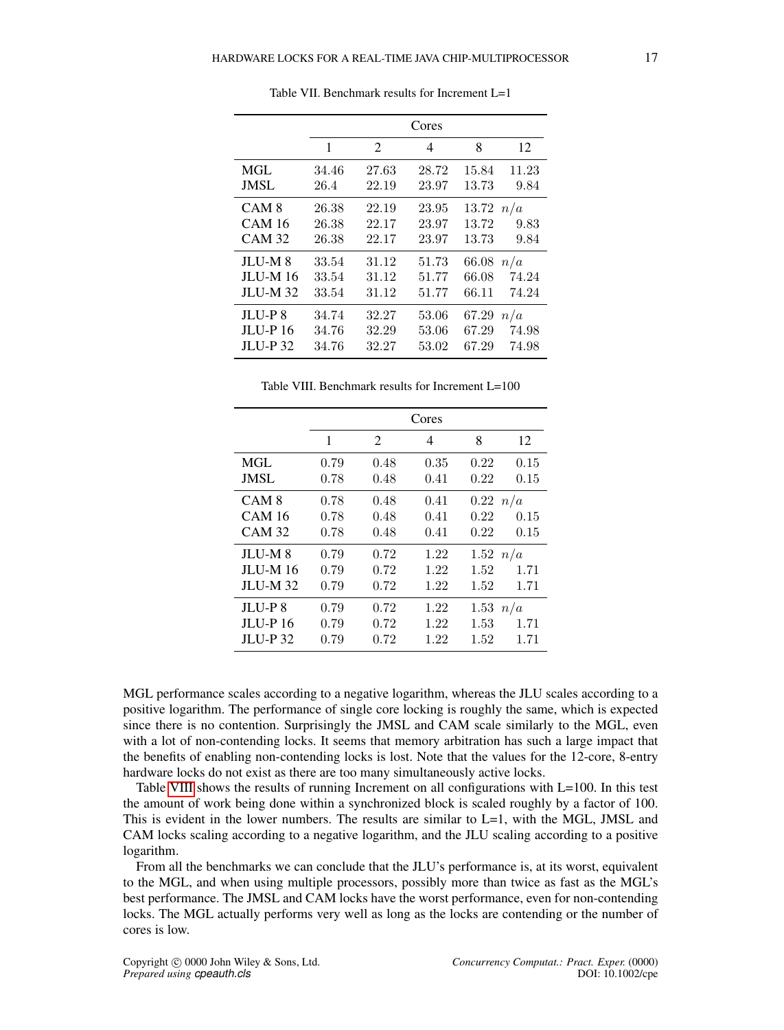Table VII. Benchmark results for Increment L=1

| | Cores | | | | |
|---|---|---|---|---|---|
| | 1 | 2 | 4 | 8 | 12 |
| MGL | 34.46 | 27.63 | 28.72 | 15.84 | 11.23 |
| JMSL | 26.4 | 22.19 | 23.97 | 13.73 | 9.84 |
| CAM 8 | 26.38 | 22.19 | 23.95 | 13.72 | $n/a$ |
| CAM 16 | 26.38 | 22.17 | 23.97 | 13.72 | 9.83 |
| CAM 32 | 26.38 | 22.17 | 23.97 | 13.73 | 9.84 |
| JLU-M 8 | 33.54 | 31.12 | 51.73 | 66.08 | $n/a$ |
| JLU-M 16 | 33.54 | 31.12 | 51.77 | 66.08 | 74.24 |
| JLU-M 32 | 33.54 | 31.12 | 51.77 | 66.11 | 74.24 |
| JLU-P 8 | 34.74 | 32.27 | 53.06 | 67.29 | $n/a$ |
| JLU-P 16 | 34.76 | 32.29 | 53.06 | 67.29 | 74.98 |
| JLU-P 32 | 34.76 | 32.27 | 53.02 | 67.29 | 74.98 |

Table VIII. Benchmark results for Increment L=100

| | Cores | | | | |
|---|---|---|---|---|---|
| | 1 | 2 | 4 | 8 | 12 |
| MGL | 0.79 | 0.48 | 0.35 | 0.22 | 0.15 |
| JMSL | 0.78 | 0.48 | 0.41 | 0.22 | 0.15 |
| CAM 8 | 0.78 | 0.48 | 0.41 | 0.22 | $n/a$ |
| CAM 16 | 0.78 | 0.48 | 0.41 | 0.22 | 0.15 |
| CAM 32 | 0.78 | 0.48 | 0.41 | 0.22 | 0.15 |
| JLU-M 8 | 0.79 | 0.72 | 1.22 | 1.52 | $n/a$ |
| JLU-M 16 | 0.79 | 0.72 | 1.22 | 1.52 | 1.71 |
| JLU-M 32 | 0.79 | 0.72 | 1.22 | 1.52 | 1.71 |
| JLU-P 8 | 0.79 | 0.72 | 1.22 | 1.53 | $n/a$ |
| JLU-P 16 | 0.79 | 0.72 | 1.22 | 1.53 | 1.71 |
| JLU-P 32 | 0.79 | 0.72 | 1.22 | 1.52 | 1.71 |

MGL performance scales according to a negative logarithm, whereas the JLU scales according to a positive logarithm. The performance of single core locking is roughly the same, which is expected since there is no contention. Surprisingly the JMSL and CAM scale similarly to the MGL, even with a lot of non-contending locks. It seems that memory arbitration has such a large impact that the benefits of enabling non-contending locks is lost. Note that the values for the 12-core, 8-entry hardware locks do not exist as there are too many simultaneously active locks.

Table VIII shows the results of running Increment on all configurations with L=100. In this test the amount of work being done within a synchronized block is scaled roughly by a factor of 100. This is evident in the lower numbers. The results are similar to L=1, with the MGL, JMSL and CAM locks scaling according to a negative logarithm, and the JLU scaling according to a positive logarithm.

From all the benchmarks we can conclude that the JLU's performance is, at its worst, equivalent to the MGL, and when using multiple processors, possibly more than twice as fast as the MGL's best performance. The JMSL and CAM locks have the worst performance, even for non-contending locks. The MGL actually performs very well as long as the locks are contending or the number of cores is low.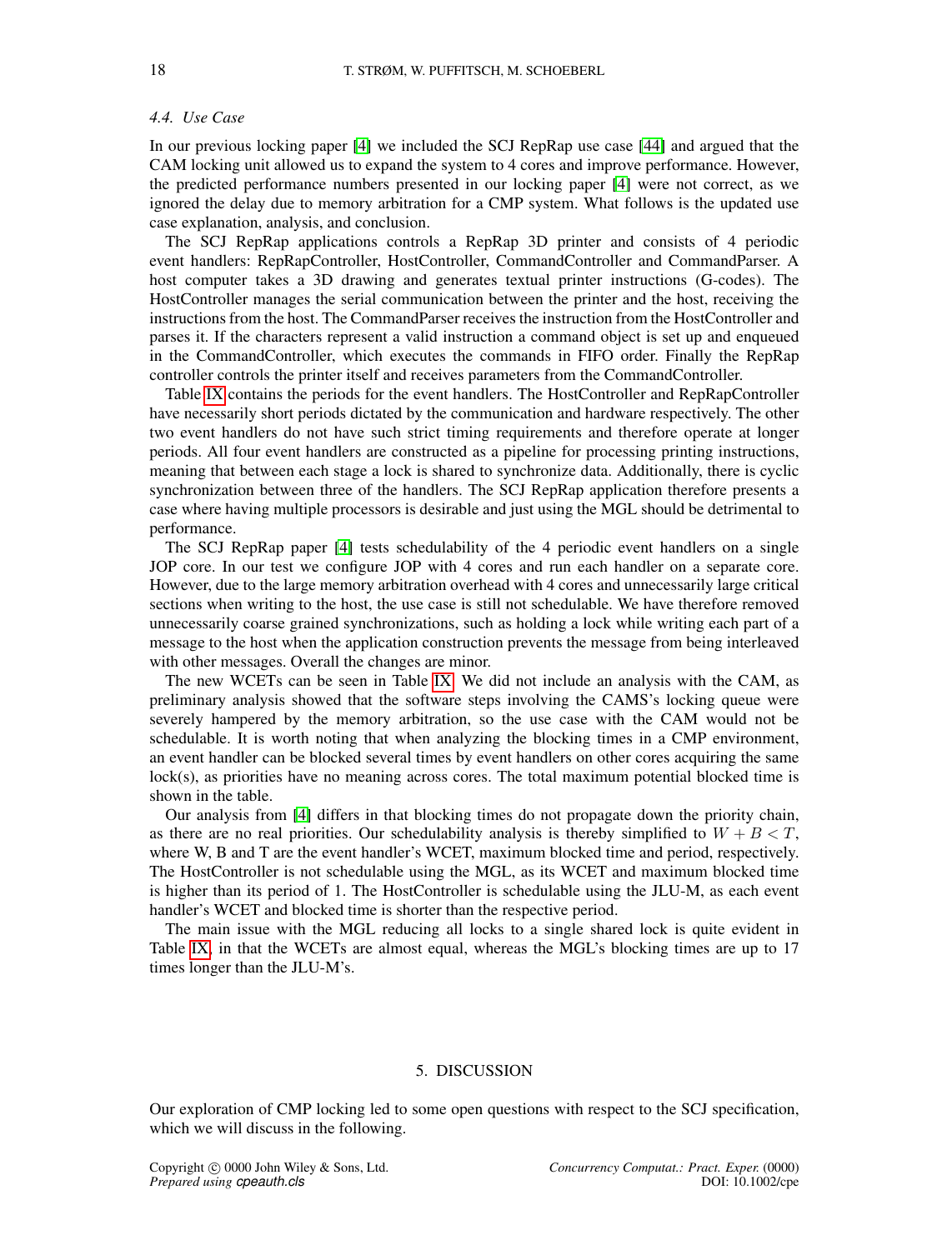### 4.4. Use Case

In our previous locking paper [4] we included the SCJ RepRap use case [44] and argued that the CAM locking unit allowed us to expand the system to 4 cores and improve performance. However, the predicted performance numbers presented in our locking paper [4] were not correct, as we ignored the delay due to memory arbitration for a CMP system. What follows is the updated use case explanation, analysis, and conclusion.

The SCJ RepRap applications controls a RepRap 3D printer and consists of 4 periodic event handlers: RepRapController, HostController, CommandController and CommandParser. A host computer takes a 3D drawing and generates textual printer instructions (G-codes). The HostController manages the serial communication between the printer and the host, receiving the instructions from the host. The CommandParser receives the instruction from the HostController and parses it. If the characters represent a valid instruction a command object is set up and enqueued in the CommandController, which executes the commands in FIFO order. Finally the RepRap controller controls the printer itself and receives parameters from the CommandController.

Table IX contains the periods for the event handlers. The HostController and RepRapController have necessarily short periods dictated by the communication and hardware respectively. The other two event handlers do not have such strict timing requirements and therefore operate at longer periods. All four event handlers are constructed as a pipeline for processing printing instructions, meaning that between each stage a lock is shared to synchronize data. Additionally, there is cyclic synchronization between three of the handlers. The SCJ RepRap application therefore presents a case where having multiple processors is desirable and just using the MGL should be detrimental to performance.

The SCJ RepRap paper [4] tests schedulability of the 4 periodic event handlers on a single JOP core. In our test we configure JOP with 4 cores and run each handler on a separate core. However, due to the large memory arbitration overhead with 4 cores and unnecessarily large critical sections when writing to the host, the use case is still not schedulable. We have therefore removed unnecessarily coarse grained synchronizations, such as holding a lock while writing each part of a message to the host when the application construction prevents the message from being interleaved with other messages. Overall the changes are minor.

The new WCETs can be seen in Table IX. We did not include an analysis with the CAM, as preliminary analysis showed that the software steps involving the CAMS's locking queue were severely hampered by the memory arbitration, so the use case with the CAM would not be schedulable. It is worth noting that when analyzing the blocking times in a CMP environment, an event handler can be blocked several times by event handlers on other cores acquiring the same lock(s), as priorities have no meaning across cores. The total maximum potential blocked time is shown in the table.

Our analysis from [4] differs in that blocking times do not propagate down the priority chain, as there are no real priorities. Our schedulability analysis is thereby simplified to $W + B < T$, where W, B and T are the event handler's WCET, maximum blocked time and period, respectively. The HostController is not schedulable using the MGL, as its WCET and maximum blocked time is higher than its period of 1. The HostController is schedulable using the JLU-M, as each event handler's WCET and blocked time is shorter than the respective period.

The main issue with the MGL reducing all locks to a single shared lock is quite evident in Table IX, in that the WCETs are almost equal, whereas the MGL's blocking times are up to 17 times longer than the JLU-M's.

## 5. DISCUSSION

Our exploration of CMP locking led to some open questions with respect to the SCJ specification, which we will discuss in the following.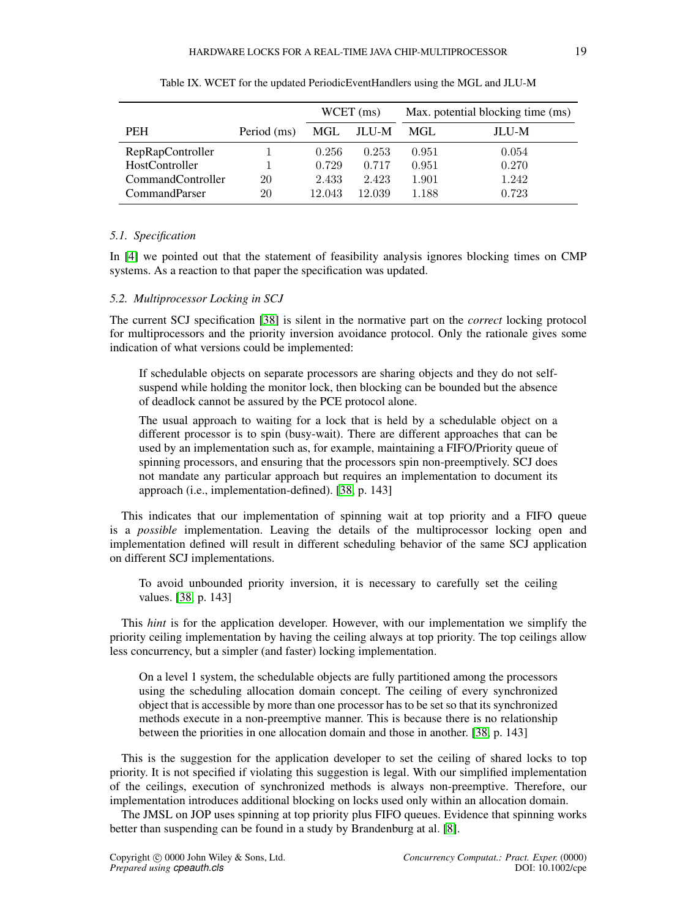Table IX. WCET for the updated PeriodicEventHandlers using the MGL and JLU-M

| | | WCET (ms) | | Max. potential blocking time (ms) | |
|---|---|---|---|---|---|
| PEH | Period (ms) | MGL | JLU-M | MGL | JLU-M |
| RepRapController | 1 | 0.256 | 0.253 | 0.951 | 0.054 |
| HostController | 1 | 0.729 | 0.717 | 0.951 | 0.270 |
| CommandController | 20 | 2.433 | 2.423 | 1.901 | 1.242 |
| CommandParser | 20 | 12.043 | 12.039 | 1.188 | 0.723 |

### *5.1. Specification*

In [4] we pointed out that the statement of feasibility analysis ignores blocking times on CMP systems. As a reaction to that paper the specification was updated.

### *5.2. Multiprocessor Locking in SCJ*

The current SCJ specification [38] is silent in the normative part on the *correct* locking protocol for multiprocessors and the priority inversion avoidance protocol. Only the rationale gives some indication of what versions could be implemented:

> If schedulable objects on separate processors are sharing objects and they do not self-suspend while holding the monitor lock, then blocking can be bounded but the absence of deadlock cannot be assured by the PCE protocol alone.
>
> The usual approach to waiting for a lock that is held by a schedulable object on a different processor is to spin (busy-wait). There are different approaches that can be used by an implementation such as, for example, maintaining a FIFO/Priority queue of spinning processors, and ensuring that the processors spin non-preemptively. SCJ does not mandate any particular approach but requires an implementation to document its approach (i.e., implementation-defined). [38, p. 143]

This indicates that our implementation of spinning wait at top priority and a FIFO queue is a *possible* implementation. Leaving the details of the multiprocessor locking open and implementation defined will result in different scheduling behavior of the same SCJ application on different SCJ implementations.

> To avoid unbounded priority inversion, it is necessary to carefully set the ceiling values. [38, p. 143]

This *hint* is for the application developer. However, with our implementation we simplify the priority ceiling implementation by having the ceiling always at top priority. The top ceilings allow less concurrency, but a simpler (and faster) locking implementation.

> On a level 1 system, the schedulable objects are fully partitioned among the processors using the scheduling allocation domain concept. The ceiling of every synchronized object that is accessible by more than one processor has to be set so that its synchronized methods execute in a non-preemptive manner. This is because there is no relationship between the priorities in one allocation domain and those in another. [38, p. 143]

This is the suggestion for the application developer to set the ceiling of shared locks to top priority. It is not specified if violating this suggestion is legal. With our simplified implementation of the ceilings, execution of synchronized methods is always non-preemptive. Therefore, our implementation introduces additional blocking on locks used only within an allocation domain.

The JMSL on JOP uses spinning at top priority plus FIFO queues. Evidence that spinning works better than suspending can be found in a study by Brandenburg at al. [8].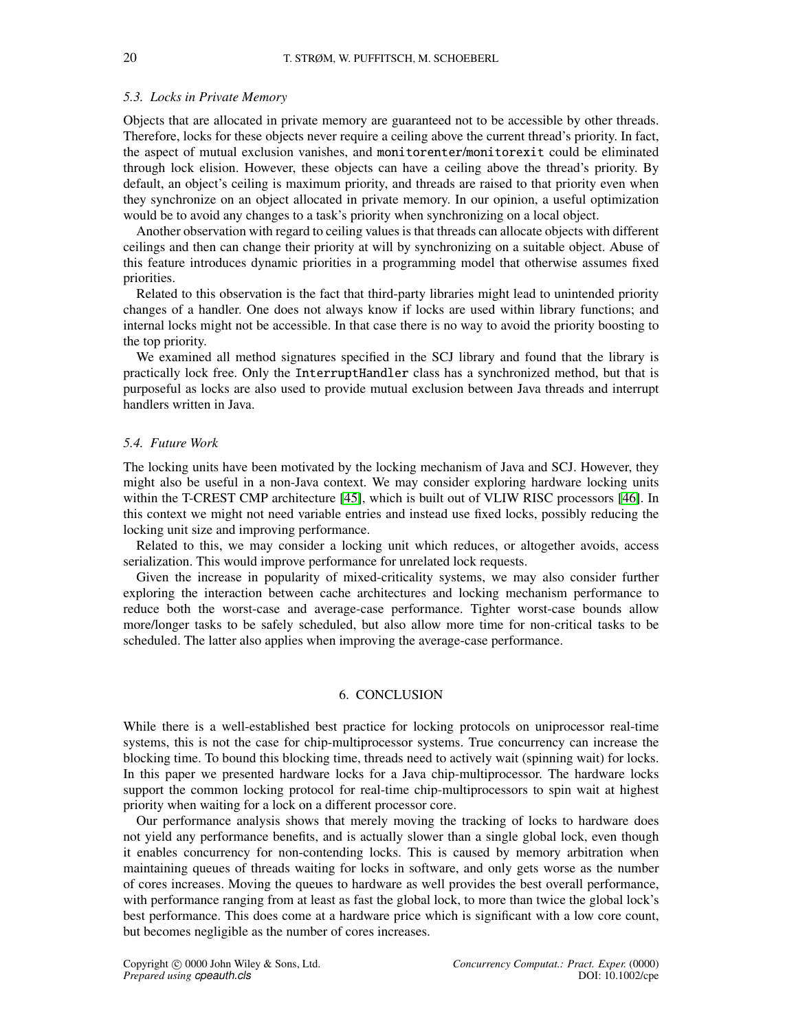### 5.3. Locks in Private Memory

Objects that are allocated in private memory are guaranteed not to be accessible by other threads. Therefore, locks for these objects never require a ceiling above the current thread's priority. In fact, the aspect of mutual exclusion vanishes, and `monitorenter`/`monitorexit` could be eliminated through lock elision. However, these objects can have a ceiling above the thread's priority. By default, an object's ceiling is maximum priority, and threads are raised to that priority even when they synchronize on an object allocated in private memory. In our opinion, a useful optimization would be to avoid any changes to a task's priority when synchronizing on a local object.

Another observation with regard to ceiling values is that threads can allocate objects with different ceilings and then can change their priority at will by synchronizing on a suitable object. Abuse of this feature introduces dynamic priorities in a programming model that otherwise assumes fixed priorities.

Related to this observation is the fact that third-party libraries might lead to unintended priority changes of a handler. One does not always know if locks are used within library functions; and internal locks might not be accessible. In that case there is no way to avoid the priority boosting to the top priority.

We examined all method signatures specified in the SCJ library and found that the library is practically lock free. Only the `InterruptHandler` class has a synchronized method, but that is purposeful as locks are also used to provide mutual exclusion between Java threads and interrupt handlers written in Java.

### 5.4. Future Work

The locking units have been motivated by the locking mechanism of Java and SCJ. However, they might also be useful in a non-Java context. We may consider exploring hardware locking units within the T-CREST CMP architecture [45], which is built out of VLIW RISC processors [46]. In this context we might not need variable entries and instead use fixed locks, possibly reducing the locking unit size and improving performance.

Related to this, we may consider a locking unit which reduces, or altogether avoids, access serialization. This would improve performance for unrelated lock requests.

Given the increase in popularity of mixed-criticality systems, we may also consider further exploring the interaction between cache architectures and locking mechanism performance to reduce both the worst-case and average-case performance. Tighter worst-case bounds allow more/longer tasks to be safely scheduled, but also allow more time for non-critical tasks to be scheduled. The latter also applies when improving the average-case performance.

## 6. CONCLUSION

While there is a well-established best practice for locking protocols on uniprocessor real-time systems, this is not the case for chip-multiprocessor systems. True concurrency can increase the blocking time. To bound this blocking time, threads need to actively wait (spinning wait) for locks. In this paper we presented hardware locks for a Java chip-multiprocessor. The hardware locks support the common locking protocol for real-time chip-multiprocessors to spin wait at highest priority when waiting for a lock on a different processor core.

Our performance analysis shows that merely moving the tracking of locks to hardware does not yield any performance benefits, and is actually slower than a single global lock, even though it enables concurrency for non-contending locks. This is caused by memory arbitration when maintaining queues of threads waiting for locks in software, and only gets worse as the number of cores increases. Moving the queues to hardware as well provides the best overall performance, with performance ranging from at least as fast the global lock, to more than twice the global lock's best performance. This does come at a hardware price which is significant with a low core count, but becomes negligible as the number of cores increases.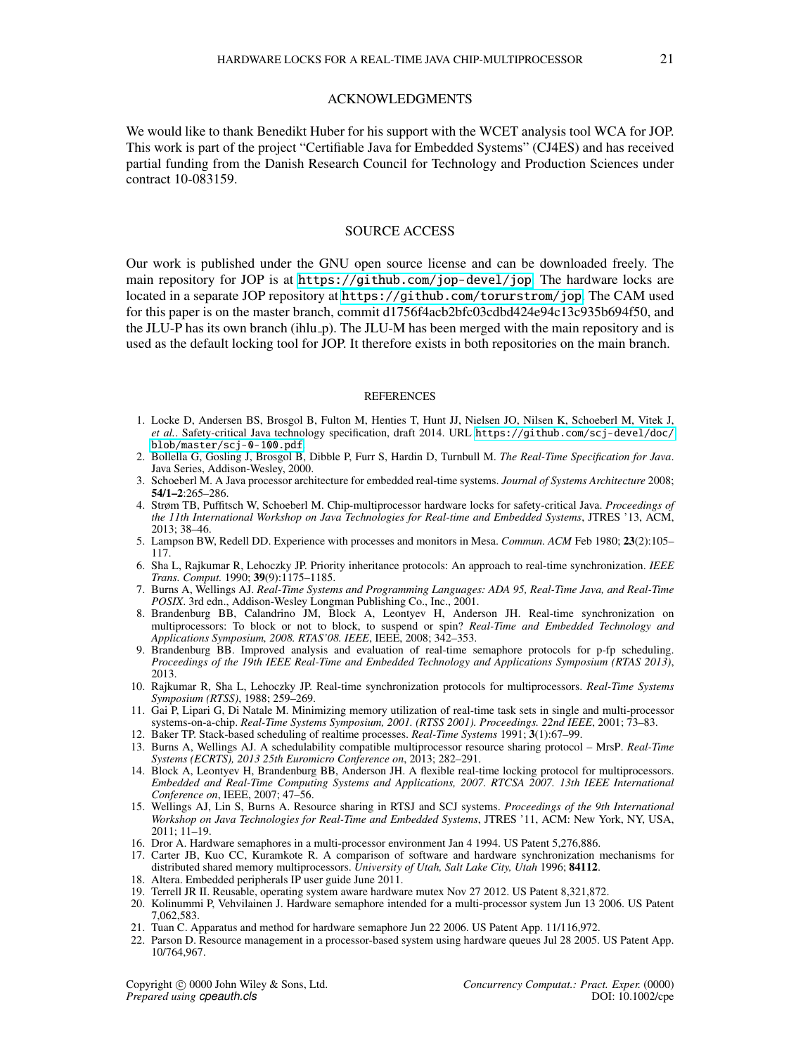## ACKNOWLEDGMENTS

We would like to thank Benedikt Huber for his support with the WCET analysis tool WCA for JOP. This work is part of the project "Certifiable Java for Embedded Systems" (CJ4ES) and has received partial funding from the Danish Research Council for Technology and Production Sciences under contract 10-083159.

## SOURCE ACCESS

Our work is published under the GNU open source license and can be downloaded freely. The main repository for JOP is at `https://github.com/jop-devel/jop`. The hardware locks are located in a separate JOP repository at `https://github.com/torurstrom/jop`. The CAM used for this paper is on the master branch, commit d1756f4acb2bfc03cdbd424e94c13c935b694f50, and the JLU-P has its own branch (ihlu_p). The JLU-M has been merged with the main repository and is used as the default locking tool for JOP. It therefore exists in both repositories on the main branch.

## REFERENCES

1. Locke D, Andersen BS, Brosgol B, Fulton M, Henties T, Hunt JJ, Nielsen JO, Nilsen K, Schoeberl M, Vitek J, *et al.*. Safety-critical Java technology specification, draft 2014. URL `https://github.com/scj-devel/doc/blob/master/scj-0-100.pdf`.
2. Bollella G, Gosling J, Brosgol B, Dibble P, Furr S, Hardin D, Turnbull M. *The Real-Time Specification for Java*. Java Series, Addison-Wesley, 2000.
3. Schoeberl M. A Java processor architecture for embedded real-time systems. *Journal of Systems Architecture* 2008; **54/1–2**:265–286.
4. Strøm TB, Puffitsch W, Schoeberl M. Chip-multiprocessor hardware locks for safety-critical Java. *Proceedings of the 11th International Workshop on Java Technologies for Real-time and Embedded Systems*, JTRES '13, ACM, 2013; 38–46.
5. Lampson BW, Redell DD. Experience with processes and monitors in Mesa. *Commun. ACM* Feb 1980; **23**(2):105–117.
6. Sha L, Rajkumar R, Lehoczky JP. Priority inheritance protocols: An approach to real-time synchronization. *IEEE Trans. Comput.* 1990; **39**(9):1175–1185.
7. Burns A, Wellings AJ. *Real-Time Systems and Programming Languages: ADA 95, Real-Time Java, and Real-Time POSIX*. 3rd edn., Addison-Wesley Longman Publishing Co., Inc., 2001.
8. Brandenburg BB, Calandrino JM, Block A, Leontyev H, Anderson JH. Real-time synchronization on multiprocessors: To block or not to block, to suspend or spin? *Real-Time and Embedded Technology and Applications Symposium, 2008. RTAS'08. IEEE*, IEEE, 2008; 342–353.
9. Brandenburg BB. Improved analysis and evaluation of real-time semaphore protocols for p-fp scheduling. *Proceedings of the 19th IEEE Real-Time and Embedded Technology and Applications Symposium (RTAS 2013)*, 2013.
10. Rajkumar R, Sha L, Lehoczky JP. Real-time synchronization protocols for multiprocessors. *Real-Time Systems Symposium (RTSS)*, 1988; 259–269.
11. Gai P, Lipari G, Di Natale M. Minimizing memory utilization of real-time task sets in single and multi-processor systems-on-a-chip. *Real-Time Systems Symposium, 2001. (RTSS 2001). Proceedings. 22nd IEEE*, 2001; 73–83.
12. Baker TP. Stack-based scheduling of realtime processes. *Real-Time Systems* 1991; **3**(1):67–99.
13. Burns A, Wellings AJ. A schedulability compatible multiprocessor resource sharing protocol – MrsP. *Real-Time Systems (ECRTS), 2013 25th Euromicro Conference on*, 2013; 282–291.
14. Block A, Leontyev H, Brandenburg BB, Anderson JH. A flexible real-time locking protocol for multiprocessors. *Embedded and Real-Time Computing Systems and Applications, 2007. RTCSA 2007. 13th IEEE International Conference on*, IEEE, 2007; 47–56.
15. Wellings AJ, Lin S, Burns A. Resource sharing in RTSJ and SCJ systems. *Proceedings of the 9th International Workshop on Java Technologies for Real-Time and Embedded Systems*, JTRES '11, ACM: New York, NY, USA, 2011; 11–19.
16. Dror A. Hardware semaphores in a multi-processor environment Jan 4 1994. US Patent 5,276,886.
17. Carter JB, Kuo CC, Kuramkote R. A comparison of software and hardware synchronization mechanisms for distributed shared memory multiprocessors. *University of Utah, Salt Lake City, Utah* 1996; **84112**.
18. Altera. Embedded peripherals IP user guide June 2011.
19. Terrell JR II. Reusable, operating system aware hardware mutex Nov 27 2012. US Patent 8,321,872.
20. Kolinummi P, Vehvilainen J. Hardware semaphore intended for a multi-processor system Jun 13 2006. US Patent 7,062,583.
21. Tuan C. Apparatus and method for hardware semaphore Jun 22 2006. US Patent App. 11/116,972.
22. Parson D. Resource management in a processor-based system using hardware queues Jul 28 2005. US Patent App. 10/764,967.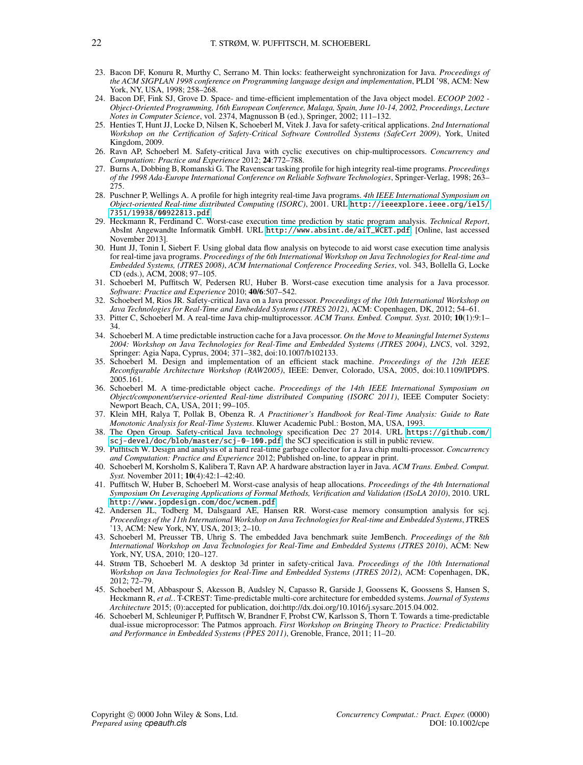23. Bacon DF, Konuru R, Murthy C, Serrano M. Thin locks: featherweight synchronization for Java. *Proceedings of the ACM SIGPLAN 1998 conference on Programming language design and implementation*, PLDI '98, ACM: New York, NY, USA, 1998; 258–268.
24. Bacon DF, Fink SJ, Grove D. Space- and time-efficient implementation of the Java object model. *ECOOP 2002 - Object-Oriented Programming, 16th European Conference, Malaga, Spain, June 10-14, 2002, Proceedings*, *Lecture Notes in Computer Science*, vol. 2374, Magnusson B (ed.), Springer, 2002; 111–132.
25. Henties T, Hunt JJ, Locke D, Nilsen K, Schoeberl M, Vitek J. Java for safety-critical applications. *2nd International Workshop on the Certification of Safety-Critical Software Controlled Systems (SafeCert 2009)*, York, United Kingdom, 2009.
26. Ravn AP, Schoeberl M. Safety-critical Java with cyclic executives on chip-multiprocessors. *Concurrency and Computation: Practice and Experience* 2012; **24**:772–788.
27. Burns A, Dobbing B, Romanski G. The Ravenscar tasking profile for high integrity real-time programs. *Proceedings of the 1998 Ada-Europe International Conference on Reliable Software Technologies*, Springer-Verlag, 1998; 263–275.
28. Puschner P, Wellings A. A profile for high integrity real-time Java programs. *4th IEEE International Symposium on Object-oriented Real-time distributed Computing (ISORC)*, 2001. URL http://ieeexplore.ieee.org/iel5/7351/19938/00922813.pdf.
29. Heckmann R, Ferdinand C. Worst-case execution time prediction by static program analysis. *Technical Report*, AbsInt Angewandte Informatik GmbH. URL http://www.absint.de/aiT_WCET.pdf, [Online, last accessed November 2013].
30. Hunt JJ, Tonin I, Siebert F. Using global data flow analysis on bytecode to aid worst case execution time analysis for real-time java programs. *Proceedings of the 6th International Workshop on Java Technologies for Real-time and Embedded Systems, (JTRES 2008)*, *ACM International Conference Proceeding Series*, vol. 343, Bollella G, Locke CD (eds.), ACM, 2008; 97–105.
31. Schoeberl M, Puffitsch W, Pedersen RU, Huber B. Worst-case execution time analysis for a Java processor. *Software: Practice and Experience* 2010; **40/6**:507–542.
32. Schoeberl M, Rios JR. Safety-critical Java on a Java processor. *Proceedings of the 10th International Workshop on Java Technologies for Real-Time and Embedded Systems (JTRES 2012)*, ACM: Copenhagen, DK, 2012; 54–61.
33. Pitter C, Schoeberl M. A real-time Java chip-multiprocessor. *ACM Trans. Embed. Comput. Syst.* 2010; **10**(1):9:1–34.
34. Schoeberl M. A time predictable instruction cache for a Java processor. *On the Move to Meaningful Internet Systems 2004: Workshop on Java Technologies for Real-Time and Embedded Systems (JTRES 2004)*, *LNCS*, vol. 3292, Springer: Agia Napa, Cyprus, 2004; 371–382, doi:10.1007/b102133.
35. Schoeberl M. Design and implementation of an efficient stack machine. *Proceedings of the 12th IEEE Reconfigurable Architecture Workshop (RAW2005)*, IEEE: Denver, Colorado, USA, 2005, doi:10.1109/IPDPS.2005.161.
36. Schoeberl M. A time-predictable object cache. *Proceedings of the 14th IEEE International Symposium on Object/component/service-oriented Real-time distributed Computing (ISORC 2011)*, IEEE Computer Society: Newport Beach, CA, USA, 2011; 99–105.
37. Klein MH, Ralya T, Pollak B, Obenza R. *A Practitioner's Handbook for Real-Time Analysis: Guide to Rate Monotonic Analysis for Real-Time Systems*. Kluwer Academic Publ.: Boston, MA, USA, 1993.
38. The Open Group. Safety-critical Java technology specification Dec 27 2014. URL https://github.com/scj-devel/doc/blob/master/scj-0-100.pdf, the SCJ specification is still in public review.
39. Puffitsch W. Design and analysis of a hard real-time garbage collector for a Java chip multi-processor. *Concurrency and Computation: Practice and Experience* 2012; Published on-line, to appear in print.
40. Schoeberl M, Korsholm S, Kalibera T, Ravn AP. A hardware abstraction layer in Java. *ACM Trans. Embed. Comput. Syst.* November 2011; **10**(4):42:1–42:40.
41. Puffitsch W, Huber B, Schoeberl M. Worst-case analysis of heap allocations. *Proceedings of the 4th International Symposium On Leveraging Applications of Formal Methods, Verification and Validation (ISoLA 2010)*, 2010. URL http://www.jopdesign.com/doc/wcmem.pdf.
42. Andersen JL, Todberg M, Dalsgaard AE, Hansen RR. Worst-case memory consumption analysis for scj. *Proceedings of the 11th International Workshop on Java Technologies for Real-time and Embedded Systems*, JTRES '13, ACM: New York, NY, USA, 2013; 2–10.
43. Schoeberl M, Preusser TB, Uhrig S. The embedded Java benchmark suite JemBench. *Proceedings of the 8th International Workshop on Java Technologies for Real-Time and Embedded Systems (JTRES 2010)*, ACM: New York, NY, USA, 2010; 120–127.
44. Strøm TB, Schoeberl M. A desktop 3d printer in safety-critical Java. *Proceedings of the 10th International Workshop on Java Technologies for Real-Time and Embedded Systems (JTRES 2012)*, ACM: Copenhagen, DK, 2012; 72–79.
45. Schoeberl M, Abbaspour S, Akesson B, Audsley N, Capasso R, Garside J, Goossens K, Goossens S, Hansen S, Heckmann R, *et al.*. T-CREST: Time-predictable multi-core architecture for embedded systems. *Journal of Systems Architecture* 2015; (0):accepted for publication, doi:http://dx.doi.org/10.1016/j.sysarc.2015.04.002.
46. Schoeberl M, Schleuniger P, Puffitsch W, Brandner F, Probst CW, Karlsson S, Thorn T. Towards a time-predictable dual-issue microprocessor: The Patmos approach. *First Workshop on Bringing Theory to Practice: Predictability and Performance in Embedded Systems (PPES 2011)*, Grenoble, France, 2011; 11–20.